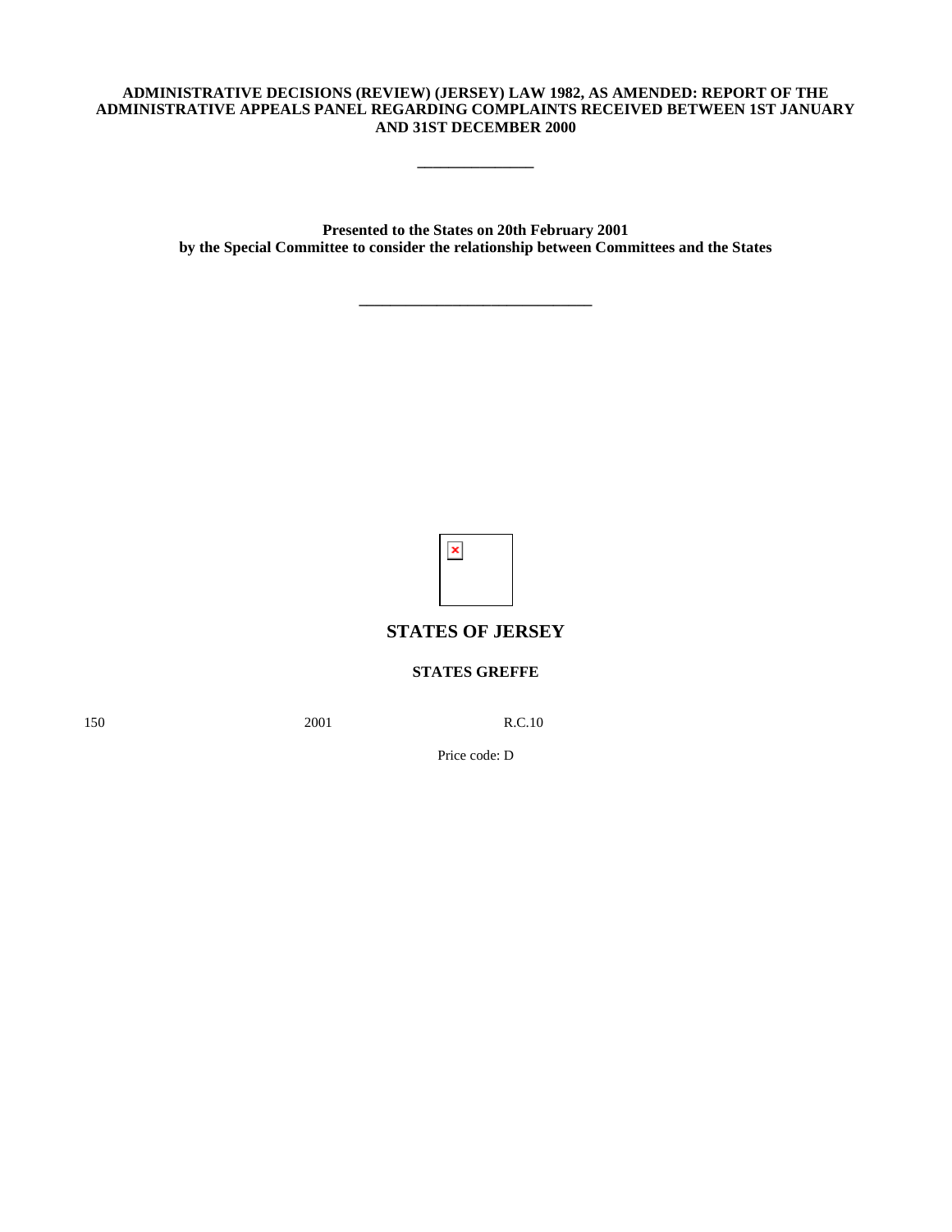**ADMINISTRATIVE DECISIONS (REVIEW) (JERSEY) LAW 1982, AS AMENDED: REPORT OF THE ADMINISTRATIVE APPEALS PANEL REGARDING COMPLAINTS RECEIVED BETWEEN 1ST JANUARY AND 31ST DECEMBER 2000**

---

**Presented to the States on 20th February 2001**
**by the Special Committee to consider the relationship between Committees and the States**

---

## STATES OF JERSEY

**STATES GREFFE**

150 2001 R.C.10

Price code: D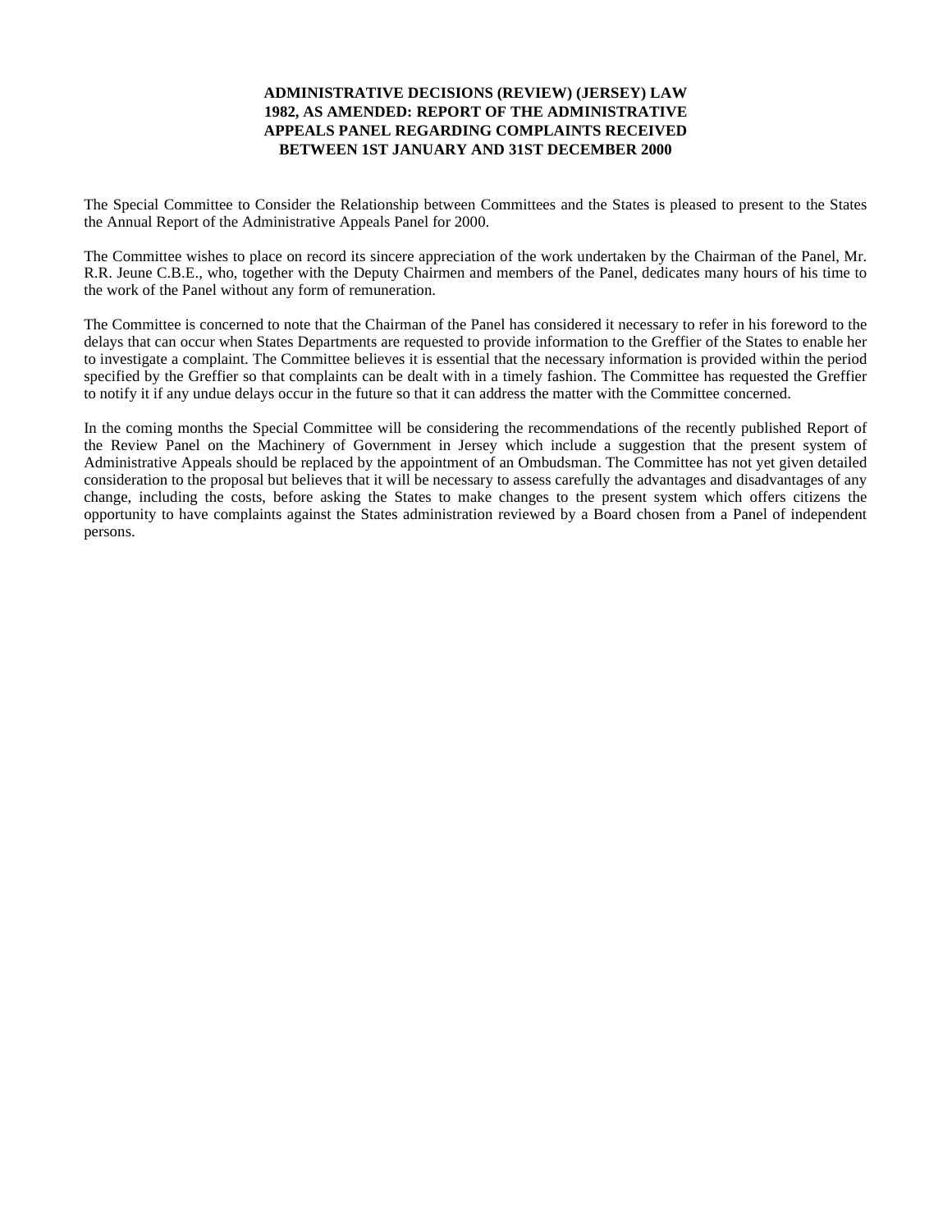**ADMINISTRATIVE DECISIONS (REVIEW) (JERSEY) LAW 1982, AS AMENDED: REPORT OF THE ADMINISTRATIVE APPEALS PANEL REGARDING COMPLAINTS RECEIVED BETWEEN 1ST JANUARY AND 31ST DECEMBER 2000**

The Special Committee to Consider the Relationship between Committees and the States is pleased to present to the States the Annual Report of the Administrative Appeals Panel for 2000.

The Committee wishes to place on record its sincere appreciation of the work undertaken by the Chairman of the Panel, Mr. R.R. Jeune C.B.E., who, together with the Deputy Chairmen and members of the Panel, dedicates many hours of his time to the work of the Panel without any form of remuneration.

The Committee is concerned to note that the Chairman of the Panel has considered it necessary to refer in his foreword to the delays that can occur when States Departments are requested to provide information to the Greffier of the States to enable her to investigate a complaint. The Committee believes it is essential that the necessary information is provided within the period specified by the Greffier so that complaints can be dealt with in a timely fashion. The Committee has requested the Greffier to notify it if any undue delays occur in the future so that it can address the matter with the Committee concerned.

In the coming months the Special Committee will be considering the recommendations of the recently published Report of the Review Panel on the Machinery of Government in Jersey which include a suggestion that the present system of Administrative Appeals should be replaced by the appointment of an Ombudsman. The Committee has not yet given detailed consideration to the proposal but believes that it will be necessary to assess carefully the advantages and disadvantages of any change, including the costs, before asking the States to make changes to the present system which offers citizens the opportunity to have complaints against the States administration reviewed by a Board chosen from a Panel of independent persons.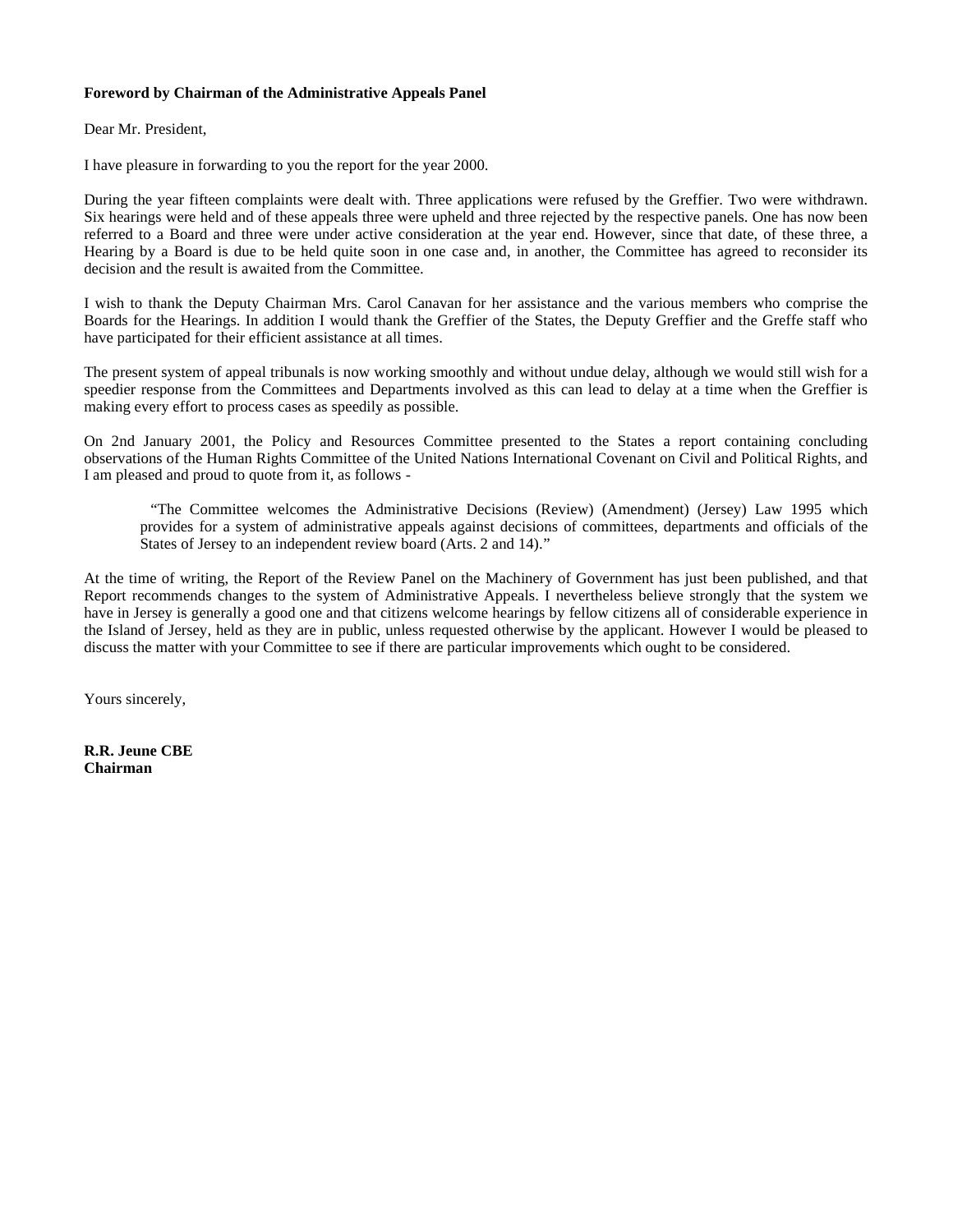**Foreword by Chairman of the Administrative Appeals Panel**

Dear Mr. President,

I have pleasure in forwarding to you the report for the year 2000.

During the year fifteen complaints were dealt with. Three applications were refused by the Greffier. Two were withdrawn. Six hearings were held and of these appeals three were upheld and three rejected by the respective panels. One has now been referred to a Board and three were under active consideration at the year end. However, since that date, of these three, a Hearing by a Board is due to be held quite soon in one case and, in another, the Committee has agreed to reconsider its decision and the result is awaited from the Committee.

I wish to thank the Deputy Chairman Mrs. Carol Canavan for her assistance and the various members who comprise the Boards for the Hearings. In addition I would thank the Greffier of the States, the Deputy Greffier and the Greffe staff who have participated for their efficient assistance at all times.

The present system of appeal tribunals is now working smoothly and without undue delay, although we would still wish for a speedier response from the Committees and Departments involved as this can lead to delay at a time when the Greffier is making every effort to process cases as speedily as possible.

On 2nd January 2001, the Policy and Resources Committee presented to the States a report containing concluding observations of the Human Rights Committee of the United Nations International Covenant on Civil and Political Rights, and I am pleased and proud to quote from it, as follows -

> "The Committee welcomes the Administrative Decisions (Review) (Amendment) (Jersey) Law 1995 which provides for a system of administrative appeals against decisions of committees, departments and officials of the States of Jersey to an independent review board (Arts. 2 and 14)."

At the time of writing, the Report of the Review Panel on the Machinery of Government has just been published, and that Report recommends changes to the system of Administrative Appeals. I nevertheless believe strongly that the system we have in Jersey is generally a good one and that citizens welcome hearings by fellow citizens all of considerable experience in the Island of Jersey, held as they are in public, unless requested otherwise by the applicant. However I would be pleased to discuss the matter with your Committee to see if there are particular improvements which ought to be considered.

Yours sincerely,

**R.R. Jeune CBE**
**Chairman**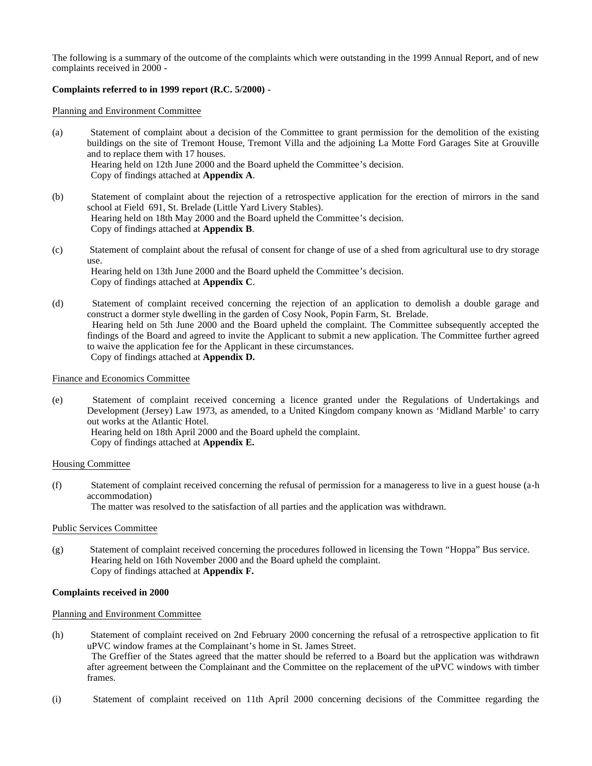The following is a summary of the outcome of the complaints which were outstanding in the 1999 Annual Report, and of new complaints received in 2000 -

**Complaints referred to in 1999 report (R.C. 5/2000) -**

Planning and Environment Committee

(a) Statement of complaint about a decision of the Committee to grant permission for the demolition of the existing buildings on the site of Tremont House, Tremont Villa and the adjoining La Motte Ford Garages Site at Grouville and to replace them with 17 houses.
Hearing held on 12th June 2000 and the Board upheld the Committee's decision.
Copy of findings attached at **Appendix A**.

(b) Statement of complaint about the rejection of a retrospective application for the erection of mirrors in the sand school at Field 691, St. Brelade (Little Yard Livery Stables).
Hearing held on 18th May 2000 and the Board upheld the Committee's decision.
Copy of findings attached at **Appendix B**.

(c) Statement of complaint about the refusal of consent for change of use of a shed from agricultural use to dry storage use.
Hearing held on 13th June 2000 and the Board upheld the Committee's decision.
Copy of findings attached at **Appendix C**.

(d) Statement of complaint received concerning the rejection of an application to demolish a double garage and construct a dormer style dwelling in the garden of Cosy Nook, Popin Farm, St. Brelade.
Hearing held on 5th June 2000 and the Board upheld the complaint. The Committee subsequently accepted the findings of the Board and agreed to invite the Applicant to submit a new application. The Committee further agreed to waive the application fee for the Applicant in these circumstances.
Copy of findings attached at **Appendix D.**

Finance and Economics Committee

(e) Statement of complaint received concerning a licence granted under the Regulations of Undertakings and Development (Jersey) Law 1973, as amended, to a United Kingdom company known as 'Midland Marble' to carry out works at the Atlantic Hotel.
Hearing held on 18th April 2000 and the Board upheld the complaint.
Copy of findings attached at **Appendix E.**

Housing Committee

(f) Statement of complaint received concerning the refusal of permission for a manageress to live in a guest house (a-h accommodation)
The matter was resolved to the satisfaction of all parties and the application was withdrawn.

Public Services Committee

(g) Statement of complaint received concerning the procedures followed in licensing the Town "Hoppa" Bus service.
Hearing held on 16th November 2000 and the Board upheld the complaint.
Copy of findings attached at **Appendix F.**

**Complaints received in 2000**

Planning and Environment Committee

(h) Statement of complaint received on 2nd February 2000 concerning the refusal of a retrospective application to fit uPVC window frames at the Complainant's home in St. James Street.
The Greffier of the States agreed that the matter should be referred to a Board but the application was withdrawn after agreement between the Complainant and the Committee on the replacement of the uPVC windows with timber frames.

(i) Statement of complaint received on 11th April 2000 concerning decisions of the Committee regarding the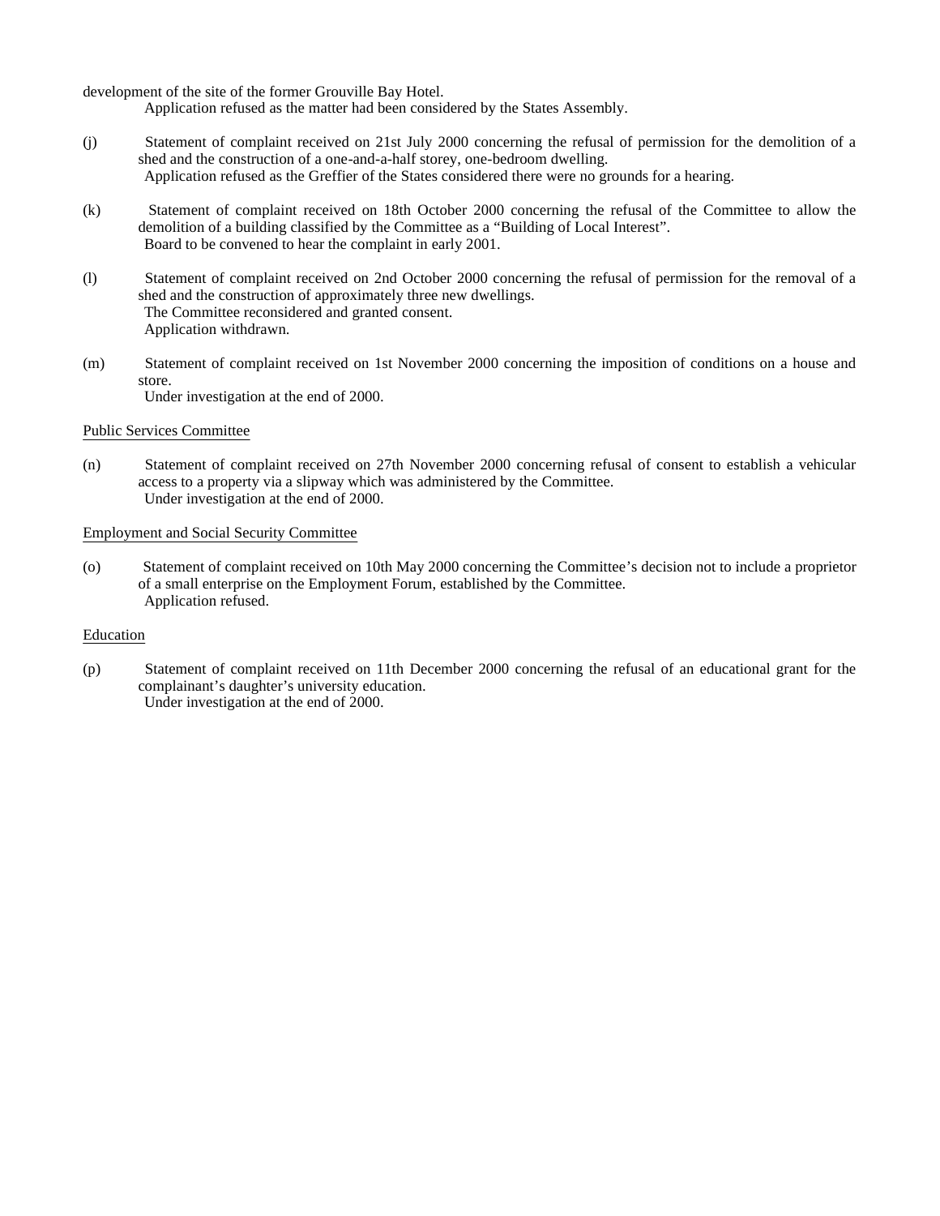development of the site of the former Grouville Bay Hotel.

Application refused as the matter had been considered by the States Assembly.

(j) Statement of complaint received on 21st July 2000 concerning the refusal of permission for the demolition of a shed and the construction of a one-and-a-half storey, one-bedroom dwelling.

Application refused as the Greffier of the States considered there were no grounds for a hearing.

(k) Statement of complaint received on 18th October 2000 concerning the refusal of the Committee to allow the demolition of a building classified by the Committee as a "Building of Local Interest".

Board to be convened to hear the complaint in early 2001.

(l) Statement of complaint received on 2nd October 2000 concerning the refusal of permission for the removal of a shed and the construction of approximately three new dwellings.

The Committee reconsidered and granted consent.

Application withdrawn.

(m) Statement of complaint received on 1st November 2000 concerning the imposition of conditions on a house and store.

Under investigation at the end of 2000.

<u>Public Services Committee</u>

(n) Statement of complaint received on 27th November 2000 concerning refusal of consent to establish a vehicular access to a property via a slipway which was administered by the Committee.

Under investigation at the end of 2000.

<u>Employment and Social Security Committee</u>

(o) Statement of complaint received on 10th May 2000 concerning the Committee's decision not to include a proprietor of a small enterprise on the Employment Forum, established by the Committee.

Application refused.

<u>Education</u>

(p) Statement of complaint received on 11th December 2000 concerning the refusal of an educational grant for the complainant's daughter's university education.

Under investigation at the end of 2000.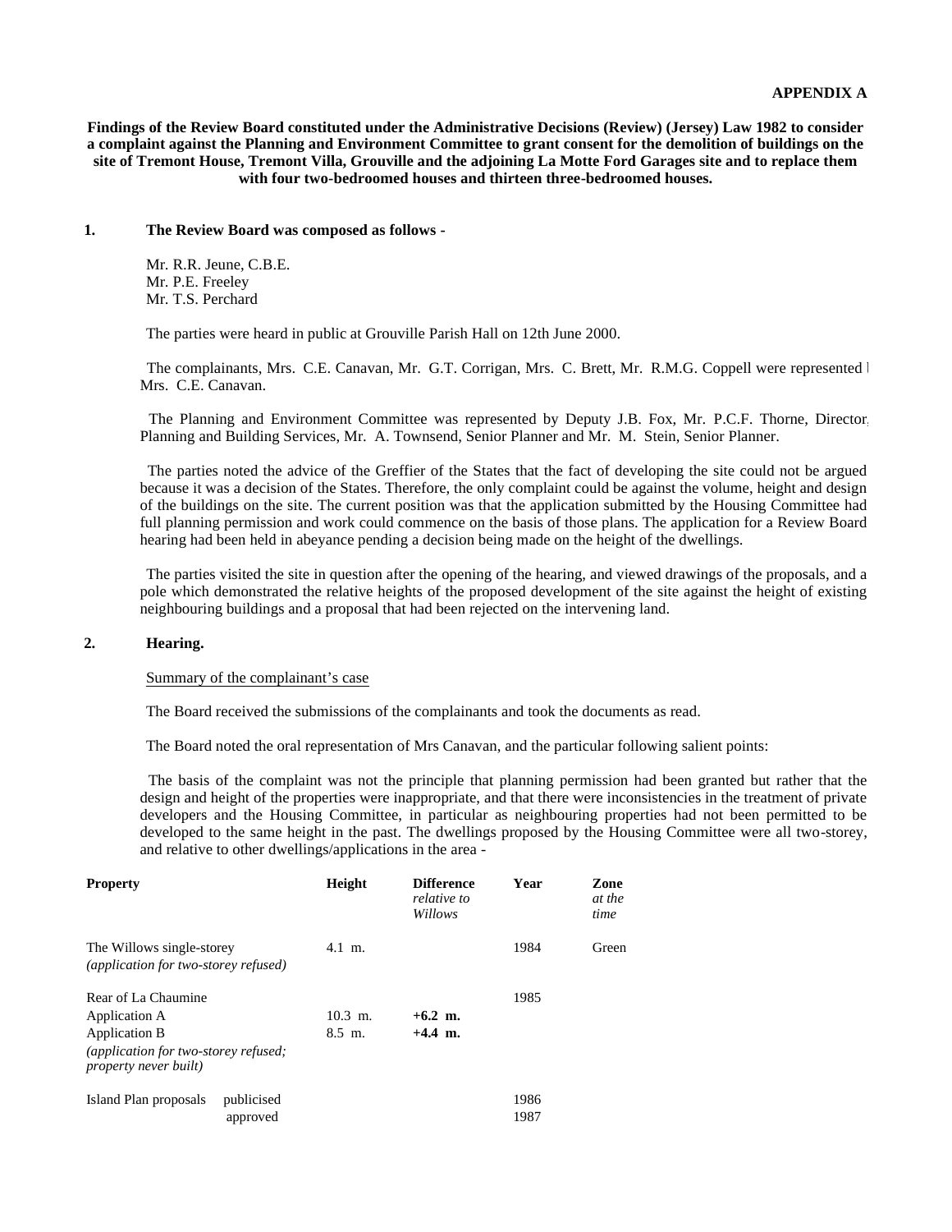**APPENDIX A**

**Findings of the Review Board constituted under the Administrative Decisions (Review) (Jersey) Law 1982 to consider a complaint against the Planning and Environment Committee to grant consent for the demolition of buildings on the site of Tremont House, Tremont Villa, Grouville and the adjoining La Motte Ford Garages site and to replace them with four two-bedroomed houses and thirteen three-bedroomed houses.**

**1. The Review Board was composed as follows -**

Mr. R.R. Jeune, C.B.E.
Mr. P.E. Freeley
Mr. T.S. Perchard

The parties were heard in public at Grouville Parish Hall on 12th June 2000.

The complainants, Mrs. C.E. Canavan, Mr. G.T. Corrigan, Mrs. C. Brett, Mr. R.M.G. Coppell were represented by Mrs. C.E. Canavan.

The Planning and Environment Committee was represented by Deputy J.B. Fox, Mr. P.C.F. Thorne, Director, Planning and Building Services, Mr. A. Townsend, Senior Planner and Mr. M. Stein, Senior Planner.

The parties noted the advice of the Greffier of the States that the fact of developing the site could not be argued because it was a decision of the States. Therefore, the only complaint could be against the volume, height and design of the buildings on the site. The current position was that the application submitted by the Housing Committee had full planning permission and work could commence on the basis of those plans. The application for a Review Board hearing had been held in abeyance pending a decision being made on the height of the dwellings.

The parties visited the site in question after the opening of the hearing, and viewed drawings of the proposals, and a pole which demonstrated the relative heights of the proposed development of the site against the height of existing neighbouring buildings and a proposal that had been rejected on the intervening land.

**2. Hearing.**

Summary of the complainant's case

The Board received the submissions of the complainants and took the documents as read.

The Board noted the oral representation of Mrs Canavan, and the particular following salient points:

The basis of the complaint was not the principle that planning permission had been granted but rather that the design and height of the properties were inappropriate, and that there were inconsistencies in the treatment of private developers and the Housing Committee, in particular as neighbouring properties had not been permitted to be developed to the same height in the past. The dwellings proposed by the Housing Committee were all two-storey, and relative to other dwellings/applications in the area -

| **Property** | **Height** | **Difference** *relative to Willows* | **Year** | **Zone** *at the time* |
|---|---|---|---|---|
| The Willows single-storey *(application for two-storey refused)* | 4.1 m. | | 1984 | Green |
| Rear of La Chaumine | | | 1985 | |
| Application A | 10.3 m. | **+6.2 m.** | | |
| Application B | 8.5 m. | **+4.4 m.** | | |
| *(application for two-storey refused; property never built)* | | | | |
| Island Plan proposals publicised | | | 1986 | |
| approved | | | 1987 | |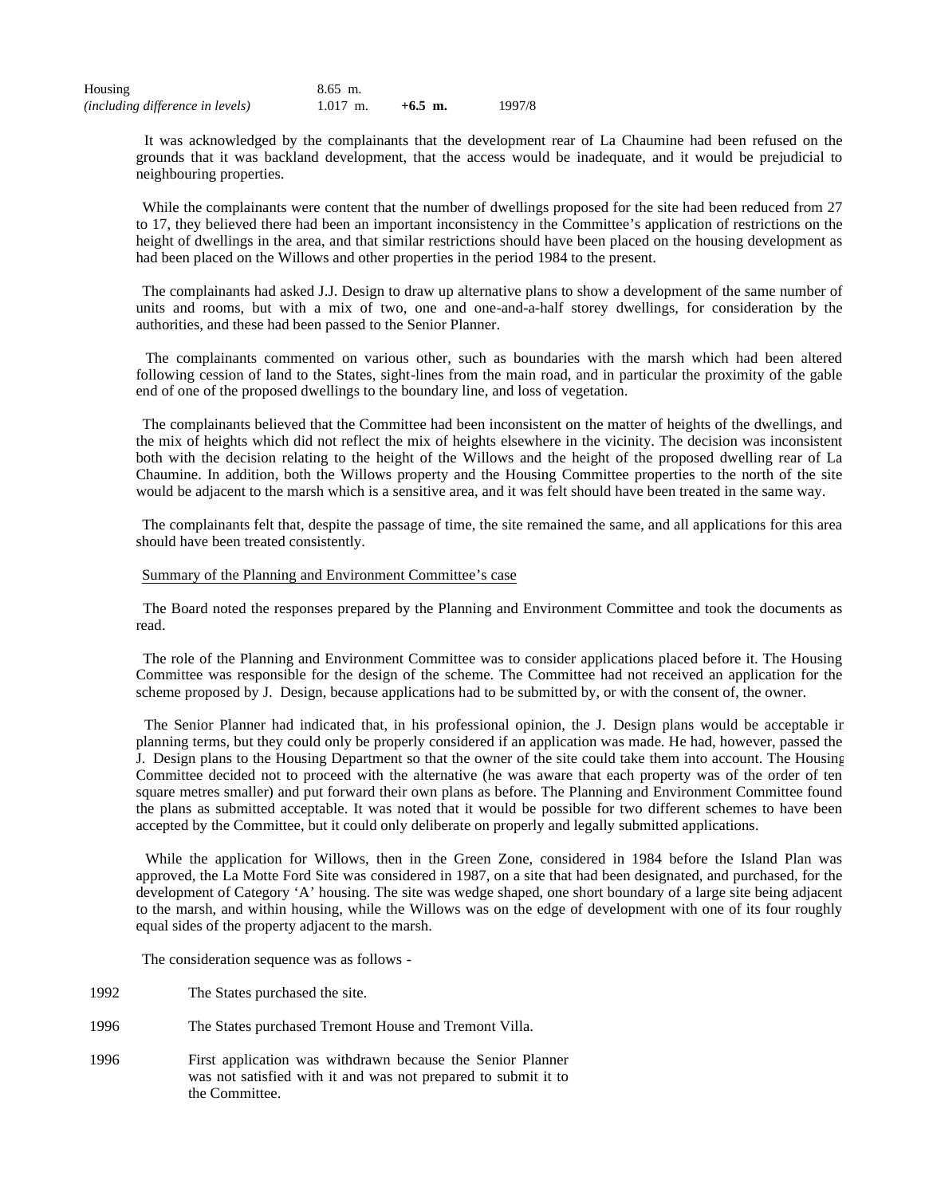| | | | |
|---|---|---|---|
| Housing | 8.65 m. | | |
| *(including difference in levels)* | 1.017 m. | **+6.5 m.** | 1997/8 |

It was acknowledged by the complainants that the development rear of La Chaumine had been refused on the grounds that it was backland development, that the access would be inadequate, and it would be prejudicial to neighbouring properties.

While the complainants were content that the number of dwellings proposed for the site had been reduced from 27 to 17, they believed there had been an important inconsistency in the Committee's application of restrictions on the height of dwellings in the area, and that similar restrictions should have been placed on the housing development as had been placed on the Willows and other properties in the period 1984 to the present.

The complainants had asked J.J. Design to draw up alternative plans to show a development of the same number of units and rooms, but with a mix of two, one and one-and-a-half storey dwellings, for consideration by the authorities, and these had been passed to the Senior Planner.

The complainants commented on various other, such as boundaries with the marsh which had been altered following cession of land to the States, sight-lines from the main road, and in particular the proximity of the gable end of one of the proposed dwellings to the boundary line, and loss of vegetation.

The complainants believed that the Committee had been inconsistent on the matter of heights of the dwellings, and the mix of heights which did not reflect the mix of heights elsewhere in the vicinity. The decision was inconsistent both with the decision relating to the height of the Willows and the height of the proposed dwelling rear of La Chaumine. In addition, both the Willows property and the Housing Committee properties to the north of the site would be adjacent to the marsh which is a sensitive area, and it was felt should have been treated in the same way.

The complainants felt that, despite the passage of time, the site remained the same, and all applications for this area should have been treated consistently.

Summary of the Planning and Environment Committee's case

The Board noted the responses prepared by the Planning and Environment Committee and took the documents as read.

The role of the Planning and Environment Committee was to consider applications placed before it. The Housing Committee was responsible for the design of the scheme. The Committee had not received an application for the scheme proposed by J. Design, because applications had to be submitted by, or with the consent of, the owner.

The Senior Planner had indicated that, in his professional opinion, the J. Design plans would be acceptable in planning terms, but they could only be properly considered if an application was made. He had, however, passed the J. Design plans to the Housing Department so that the owner of the site could take them into account. The Housing Committee decided not to proceed with the alternative (he was aware that each property was of the order of ten square metres smaller) and put forward their own plans as before. The Planning and Environment Committee found the plans as submitted acceptable. It was noted that it would be possible for two different schemes to have been accepted by the Committee, but it could only deliberate on properly and legally submitted applications.

While the application for Willows, then in the Green Zone, considered in 1984 before the Island Plan was approved, the La Motte Ford Site was considered in 1987, on a site that had been designated, and purchased, for the development of Category 'A' housing. The site was wedge shaped, one short boundary of a large site being adjacent to the marsh, and within housing, while the Willows was on the edge of development with one of its four roughly equal sides of the property adjacent to the marsh.

The consideration sequence was as follows -

| | |
|---|---|
| 1992 | The States purchased the site. |
| 1996 | The States purchased Tremont House and Tremont Villa. |
| 1996 | First application was withdrawn because the Senior Planner was not satisfied with it and was not prepared to submit it to the Committee. |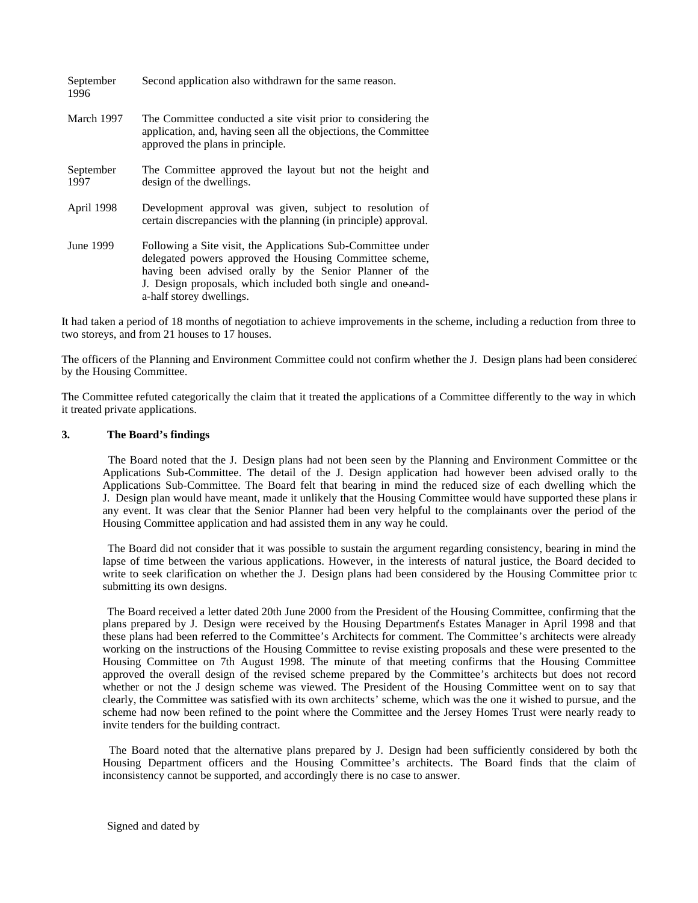| | |
|---|---|
| September 1996 | Second application also withdrawn for the same reason. |
| March 1997 | The Committee conducted a site visit prior to considering the application, and, having seen all the objections, the Committee approved the plans in principle. |
| September 1997 | The Committee approved the layout but not the height and design of the dwellings. |
| April 1998 | Development approval was given, subject to resolution of certain discrepancies with the planning (in principle) approval. |
| June 1999 | Following a Site visit, the Applications Sub-Committee under delegated powers approved the Housing Committee scheme, having been advised orally by the Senior Planner of the J. Design proposals, which included both single and one-and-a-half storey dwellings. |

It had taken a period of 18 months of negotiation to achieve improvements in the scheme, including a reduction from three to two storeys, and from 21 houses to 17 houses.

The officers of the Planning and Environment Committee could not confirm whether the J. Design plans had been considered by the Housing Committee.

The Committee refuted categorically the claim that it treated the applications of a Committee differently to the way in which it treated private applications.

**3. The Board's findings**

The Board noted that the J. Design plans had not been seen by the Planning and Environment Committee or the Applications Sub-Committee. The detail of the J. Design application had however been advised orally to the Applications Sub-Committee. The Board felt that bearing in mind the reduced size of each dwelling which the J. Design plan would have meant, made it unlikely that the Housing Committee would have supported these plans in any event. It was clear that the Senior Planner had been very helpful to the complainants over the period of the Housing Committee application and had assisted them in any way he could.

The Board did not consider that it was possible to sustain the argument regarding consistency, bearing in mind the lapse of time between the various applications. However, in the interests of natural justice, the Board decided to write to seek clarification on whether the J. Design plans had been considered by the Housing Committee prior to submitting its own designs.

The Board received a letter dated 20th June 2000 from the President of the Housing Committee, confirming that the plans prepared by J. Design were received by the Housing Department's Estates Manager in April 1998 and that these plans had been referred to the Committee's Architects for comment. The Committee's architects were already working on the instructions of the Housing Committee to revise existing proposals and these were presented to the Housing Committee on 7th August 1998. The minute of that meeting confirms that the Housing Committee approved the overall design of the revised scheme prepared by the Committee's architects but does not record whether or not the J design scheme was viewed. The President of the Housing Committee went on to say that clearly, the Committee was satisfied with its own architects' scheme, which was the one it wished to pursue, and the scheme had now been refined to the point where the Committee and the Jersey Homes Trust were nearly ready to invite tenders for the building contract.

The Board noted that the alternative plans prepared by J. Design had been sufficiently considered by both the Housing Department officers and the Housing Committee's architects. The Board finds that the claim of inconsistency cannot be supported, and accordingly there is no case to answer.

Signed and dated by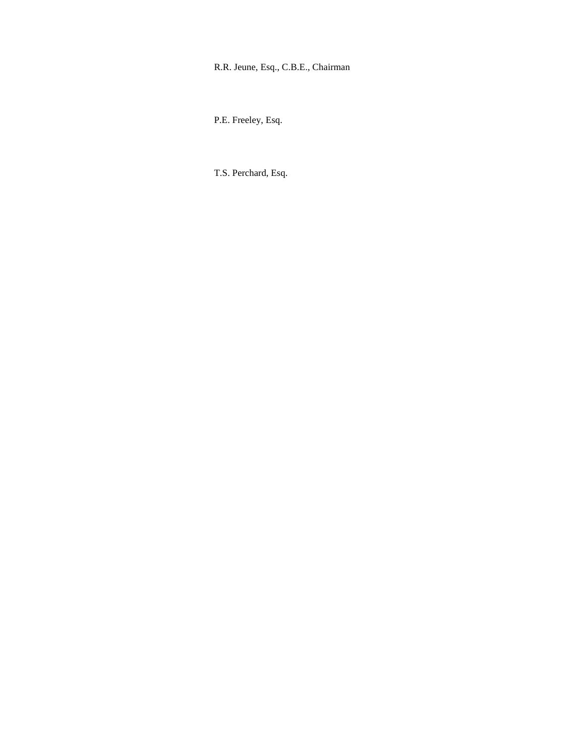R.R. Jeune, Esq., C.B.E., Chairman

P.E. Freeley, Esq.

T.S. Perchard, Esq.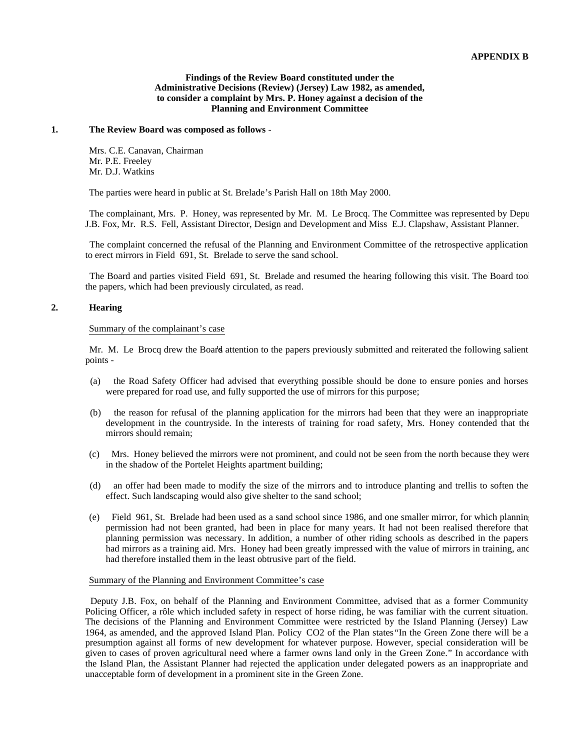**APPENDIX B**

**Findings of the Review Board constituted under the Administrative Decisions (Review) (Jersey) Law 1982, as amended, to consider a complaint by Mrs. P. Honey against a decision of the Planning and Environment Committee**

**1. The Review Board was composed as follows** -

Mrs. C.E. Canavan, Chairman
Mr. P.E. Freeley
Mr. D.J. Watkins

The parties were heard in public at St. Brelade's Parish Hall on 18th May 2000.

The complainant, Mrs. P. Honey, was represented by Mr. M. Le Brocq. The Committee was represented by Deputy J.B. Fox, Mr. R.S. Fell, Assistant Director, Design and Development and Miss E.J. Clapshaw, Assistant Planner.

The complaint concerned the refusal of the Planning and Environment Committee of the retrospective application to erect mirrors in Field 691, St. Brelade to serve the sand school.

The Board and parties visited Field 691, St. Brelade and resumed the hearing following this visit. The Board took the papers, which had been previously circulated, as read.

**2. Hearing**

Summary of the complainant's case

Mr. M. Le Brocq drew the Board's attention to the papers previously submitted and reiterated the following salient points -

(a) the Road Safety Officer had advised that everything possible should be done to ensure ponies and horses were prepared for road use, and fully supported the use of mirrors for this purpose;

(b) the reason for refusal of the planning application for the mirrors had been that they were an inappropriate development in the countryside. In the interests of training for road safety, Mrs. Honey contended that the mirrors should remain;

(c) Mrs. Honey believed the mirrors were not prominent, and could not be seen from the north because they were in the shadow of the Portelet Heights apartment building;

(d) an offer had been made to modify the size of the mirrors and to introduce planting and trellis to soften the effect. Such landscaping would also give shelter to the sand school;

(e) Field 961, St. Brelade had been used as a sand school since 1986, and one smaller mirror, for which planning permission had not been granted, had been in place for many years. It had not been realised therefore that planning permission was necessary. In addition, a number of other riding schools as described in the papers had mirrors as a training aid. Mrs. Honey had been greatly impressed with the value of mirrors in training, and had therefore installed them in the least obtrusive part of the field.

Summary of the Planning and Environment Committee's case

Deputy J.B. Fox, on behalf of the Planning and Environment Committee, advised that as a former Community Policing Officer, a rôle which included safety in respect of horse riding, he was familiar with the current situation. The decisions of the Planning and Environment Committee were restricted by the Island Planning (Jersey) Law 1964, as amended, and the approved Island Plan. Policy CO2 of the Plan states "In the Green Zone there will be a presumption against all forms of new development for whatever purpose. However, special consideration will be given to cases of proven agricultural need where a farmer owns land only in the Green Zone." In accordance with the Island Plan, the Assistant Planner had rejected the application under delegated powers as an inappropriate and unacceptable form of development in a prominent site in the Green Zone.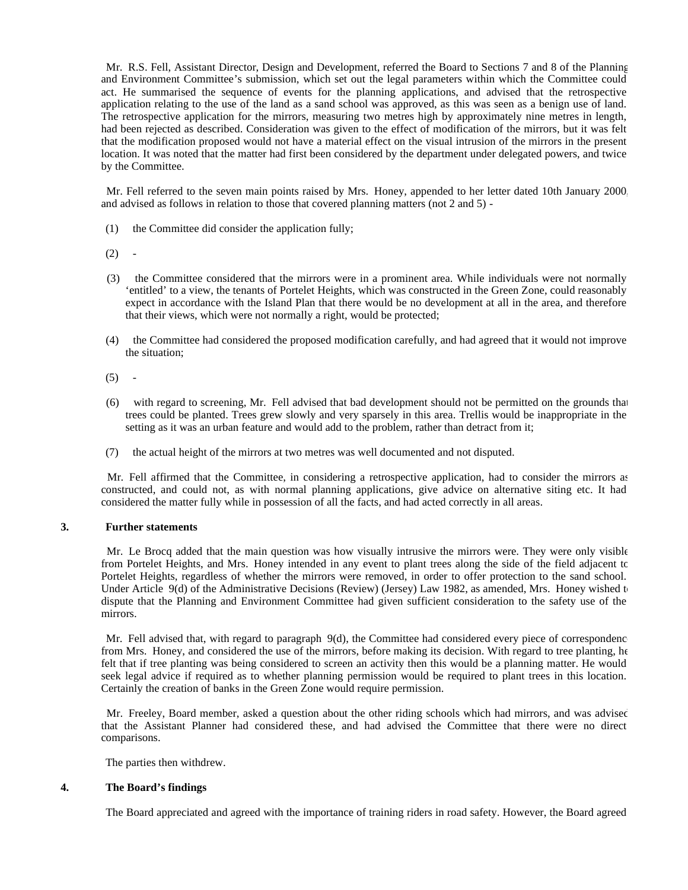Mr. R.S. Fell, Assistant Director, Design and Development, referred the Board to Sections 7 and 8 of the Planning and Environment Committee's submission, which set out the legal parameters within which the Committee could act. He summarised the sequence of events for the planning applications, and advised that the retrospective application relating to the use of the land as a sand school was approved, as this was seen as a benign use of land. The retrospective application for the mirrors, measuring two metres high by approximately nine metres in length, had been rejected as described. Consideration was given to the effect of modification of the mirrors, but it was felt that the modification proposed would not have a material effect on the visual intrusion of the mirrors in the present location. It was noted that the matter had first been considered by the department under delegated powers, and twice by the Committee.

Mr. Fell referred to the seven main points raised by Mrs. Honey, appended to her letter dated 10th January 2000, and advised as follows in relation to those that covered planning matters (not 2 and 5) -

(1) the Committee did consider the application fully;

(2) -

(3) the Committee considered that the mirrors were in a prominent area. While individuals were not normally 'entitled' to a view, the tenants of Portelet Heights, which was constructed in the Green Zone, could reasonably expect in accordance with the Island Plan that there would be no development at all in the area, and therefore that their views, which were not normally a right, would be protected;

(4) the Committee had considered the proposed modification carefully, and had agreed that it would not improve the situation;

(5) -

(6) with regard to screening, Mr. Fell advised that bad development should not be permitted on the grounds that trees could be planted. Trees grew slowly and very sparsely in this area. Trellis would be inappropriate in the setting as it was an urban feature and would add to the problem, rather than detract from it;

(7) the actual height of the mirrors at two metres was well documented and not disputed.

Mr. Fell affirmed that the Committee, in considering a retrospective application, had to consider the mirrors as constructed, and could not, as with normal planning applications, give advice on alternative siting etc. It had considered the matter fully while in possession of all the facts, and had acted correctly in all areas.

## 3. Further statements

Mr. Le Brocq added that the main question was how visually intrusive the mirrors were. They were only visible from Portelet Heights, and Mrs. Honey intended in any event to plant trees along the side of the field adjacent to Portelet Heights, regardless of whether the mirrors were removed, in order to offer protection to the sand school. Under Article 9(d) of the Administrative Decisions (Review) (Jersey) Law 1982, as amended, Mrs. Honey wished to dispute that the Planning and Environment Committee had given sufficient consideration to the safety use of the mirrors.

Mr. Fell advised that, with regard to paragraph 9(d), the Committee had considered every piece of correspondence from Mrs. Honey, and considered the use of the mirrors, before making its decision. With regard to tree planting, he felt that if tree planting was being considered to screen an activity then this would be a planning matter. He would seek legal advice if required as to whether planning permission would be required to plant trees in this location. Certainly the creation of banks in the Green Zone would require permission.

Mr. Freeley, Board member, asked a question about the other riding schools which had mirrors, and was advised that the Assistant Planner had considered these, and had advised the Committee that there were no direct comparisons.

The parties then withdrew.

## 4. The Board's findings

The Board appreciated and agreed with the importance of training riders in road safety. However, the Board agreed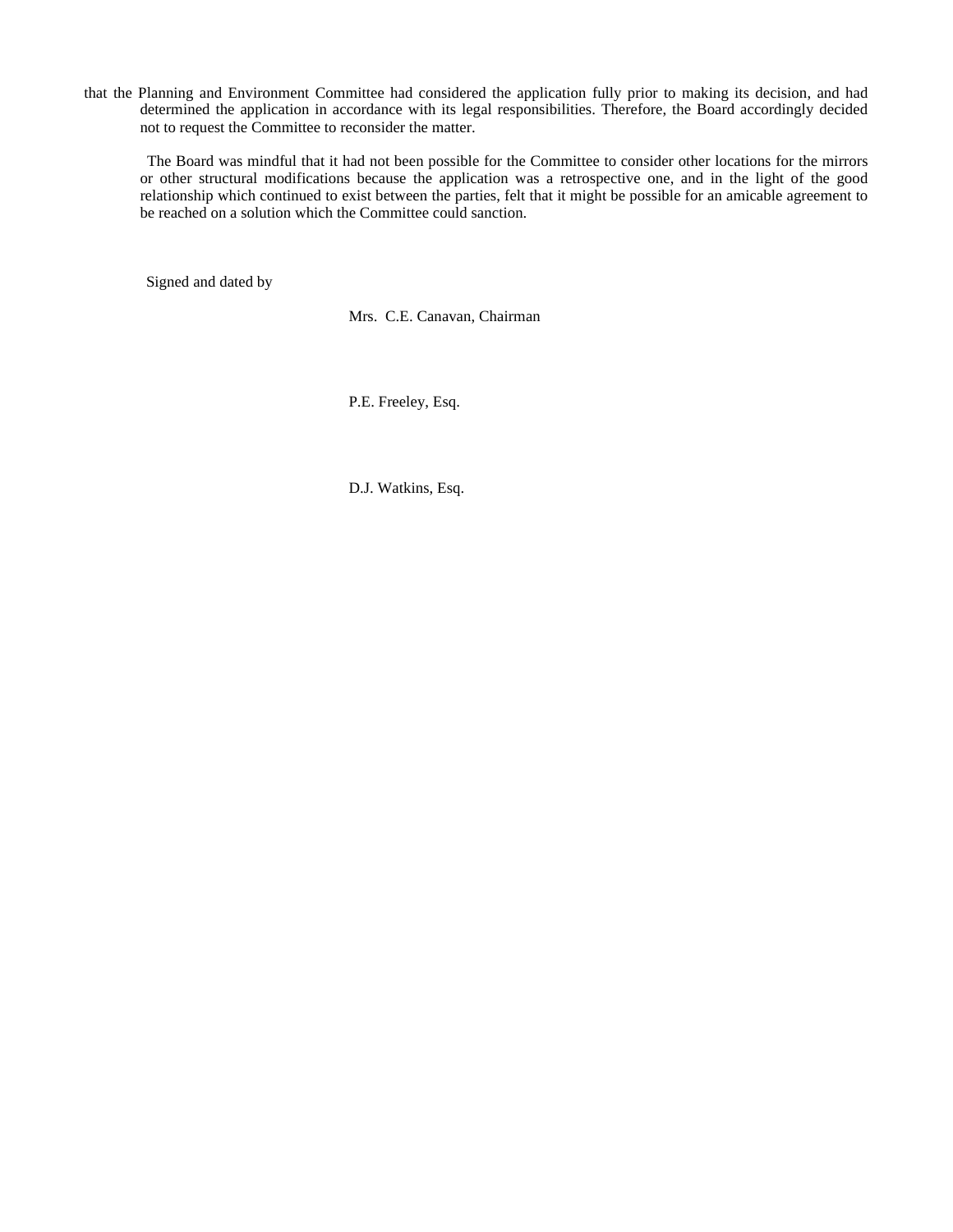that the Planning and Environment Committee had considered the application fully prior to making its decision, and had determined the application in accordance with its legal responsibilities. Therefore, the Board accordingly decided not to request the Committee to reconsider the matter.

The Board was mindful that it had not been possible for the Committee to consider other locations for the mirrors or other structural modifications because the application was a retrospective one, and in the light of the good relationship which continued to exist between the parties, felt that it might be possible for an amicable agreement to be reached on a solution which the Committee could sanction.

Signed and dated by

Mrs. C.E. Canavan, Chairman

P.E. Freeley, Esq.

D.J. Watkins, Esq.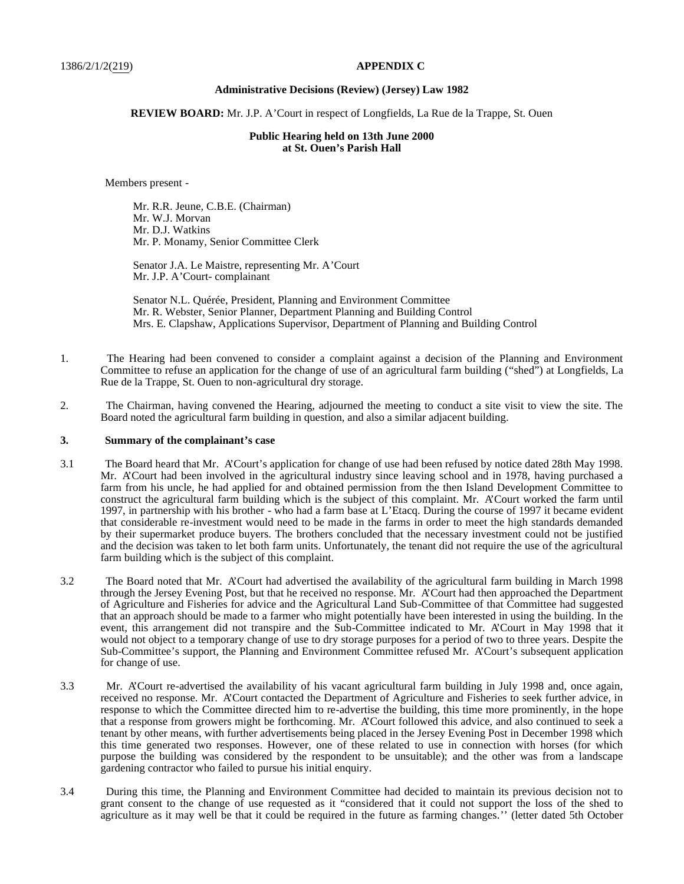1386/2/1/2(219) **APPENDIX C**

**Administrative Decisions (Review) (Jersey) Law 1982**

**REVIEW BOARD:** Mr. J.P. A'Court in respect of Longfields, La Rue de la Trappe, St. Ouen

**Public Hearing held on 13th June 2000 at St. Ouen's Parish Hall**

Members present -

Mr. R.R. Jeune, C.B.E. (Chairman)
Mr. W.J. Morvan
Mr. D.J. Watkins
Mr. P. Monamy, Senior Committee Clerk

Senator J.A. Le Maistre, representing Mr. A'Court
Mr. J.P. A'Court- complainant

Senator N.L. Quérée, President, Planning and Environment Committee
Mr. R. Webster, Senior Planner, Department Planning and Building Control
Mrs. E. Clapshaw, Applications Supervisor, Department of Planning and Building Control

1. The Hearing had been convened to consider a complaint against a decision of the Planning and Environment Committee to refuse an application for the change of use of an agricultural farm building ("shed") at Longfields, La Rue de la Trappe, St. Ouen to non-agricultural dry storage.

2. The Chairman, having convened the Hearing, adjourned the meeting to conduct a site visit to view the site. The Board noted the agricultural farm building in question, and also a similar adjacent building.

**3. Summary of the complainant's case**

3.1 The Board heard that Mr. A'Court's application for change of use had been refused by notice dated 28th May 1998. Mr. A'Court had been involved in the agricultural industry since leaving school and in 1978, having purchased a farm from his uncle, he had applied for and obtained permission from the then Island Development Committee to construct the agricultural farm building which is the subject of this complaint. Mr. A'Court worked the farm until 1997, in partnership with his brother - who had a farm base at L'Etacq. During the course of 1997 it became evident that considerable re-investment would need to be made in the farms in order to meet the high standards demanded by their supermarket produce buyers. The brothers concluded that the necessary investment could not be justified and the decision was taken to let both farm units. Unfortunately, the tenant did not require the use of the agricultural farm building which is the subject of this complaint.

3.2 The Board noted that Mr. A'Court had advertised the availability of the agricultural farm building in March 1998 through the Jersey Evening Post, but that he received no response. Mr. A'Court had then approached the Department of Agriculture and Fisheries for advice and the Agricultural Land Sub-Committee of that Committee had suggested that an approach should be made to a farmer who might potentially have been interested in using the building. In the event, this arrangement did not transpire and the Sub-Committee indicated to Mr. A'Court in May 1998 that it would not object to a temporary change of use to dry storage purposes for a period of two to three years. Despite the Sub-Committee's support, the Planning and Environment Committee refused Mr. A'Court's subsequent application for change of use.

3.3 Mr. A'Court re-advertised the availability of his vacant agricultural farm building in July 1998 and, once again, received no response. Mr. A'Court contacted the Department of Agriculture and Fisheries to seek further advice, in response to which the Committee directed him to re-advertise the building, this time more prominently, in the hope that a response from growers might be forthcoming. Mr. A'Court followed this advice, and also continued to seek a tenant by other means, with further advertisements being placed in the Jersey Evening Post in December 1998 which this time generated two responses. However, one of these related to use in connection with horses (for which purpose the building was considered by the respondent to be unsuitable); and the other was from a landscape gardening contractor who failed to pursue his initial enquiry.

3.4 During this time, the Planning and Environment Committee had decided to maintain its previous decision not to grant consent to the change of use requested as it "considered that it could not support the loss of the shed to agriculture as it may well be that it could be required in the future as farming changes.'' (letter dated 5th October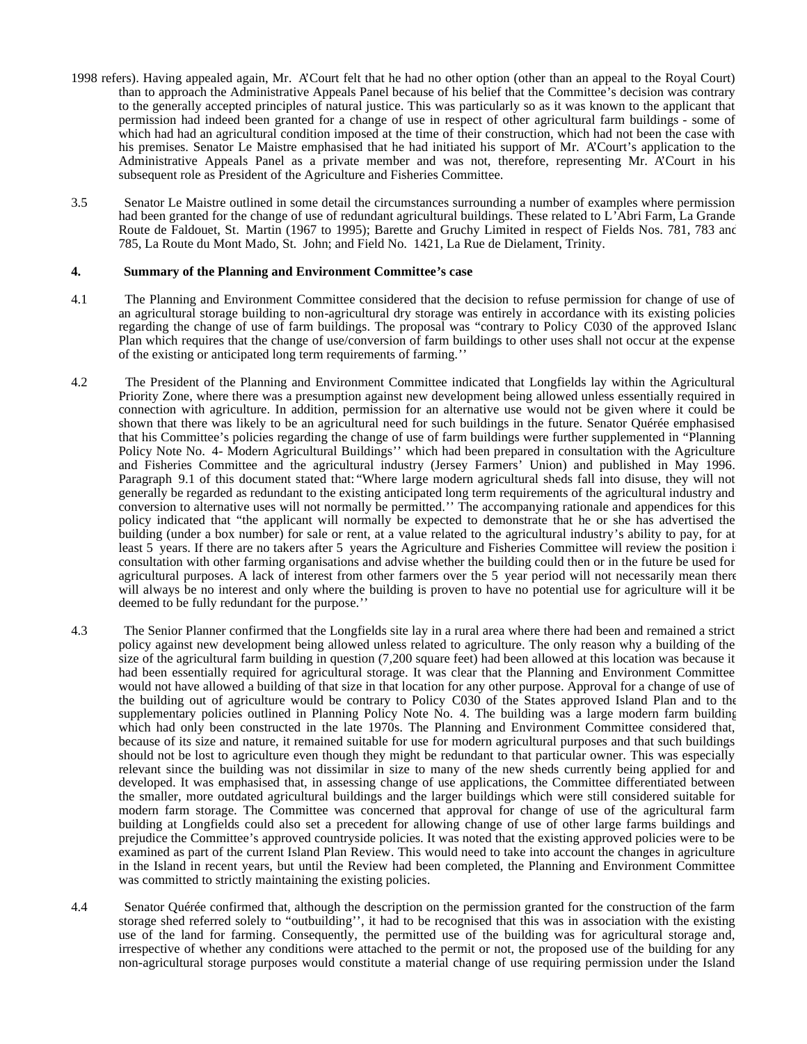1998 refers). Having appealed again, Mr. A'Court felt that he had no other option (other than an appeal to the Royal Court) than to approach the Administrative Appeals Panel because of his belief that the Committee's decision was contrary to the generally accepted principles of natural justice. This was particularly so as it was known to the applicant that permission had indeed been granted for a change of use in respect of other agricultural farm buildings - some of which had had an agricultural condition imposed at the time of their construction, which had not been the case with his premises. Senator Le Maistre emphasised that he had initiated his support of Mr. A'Court's application to the Administrative Appeals Panel as a private member and was not, therefore, representing Mr. A'Court in his subsequent role as President of the Agriculture and Fisheries Committee.

3.5 Senator Le Maistre outlined in some detail the circumstances surrounding a number of examples where permission had been granted for the change of use of redundant agricultural buildings. These related to L'Abri Farm, La Grande Route de Faldouet, St. Martin (1967 to 1995); Barette and Gruchy Limited in respect of Fields Nos. 781, 783 and 785, La Route du Mont Mado, St. John; and Field No. 1421, La Rue de Dielament, Trinity.

## 4. Summary of the Planning and Environment Committee's case

4.1 The Planning and Environment Committee considered that the decision to refuse permission for change of use of an agricultural storage building to non-agricultural dry storage was entirely in accordance with its existing policies regarding the change of use of farm buildings. The proposal was "contrary to Policy C030 of the approved Island Plan which requires that the change of use/conversion of farm buildings to other uses shall not occur at the expense of the existing or anticipated long term requirements of farming.''

4.2 The President of the Planning and Environment Committee indicated that Longfields lay within the Agricultural Priority Zone, where there was a presumption against new development being allowed unless essentially required in connection with agriculture. In addition, permission for an alternative use would not be given where it could be shown that there was likely to be an agricultural need for such buildings in the future. Senator Quérée emphasised that his Committee's policies regarding the change of use of farm buildings were further supplemented in "Planning Policy Note No. 4- Modern Agricultural Buildings'' which had been prepared in consultation with the Agriculture and Fisheries Committee and the agricultural industry (Jersey Farmers' Union) and published in May 1996. Paragraph 9.1 of this document stated that: "Where large modern agricultural sheds fall into disuse, they will not generally be regarded as redundant to the existing anticipated long term requirements of the agricultural industry and conversion to alternative uses will not normally be permitted.'' The accompanying rationale and appendices for this policy indicated that "the applicant will normally be expected to demonstrate that he or she has advertised the building (under a box number) for sale or rent, at a value related to the agricultural industry's ability to pay, for at least 5 years. If there are no takers after 5 years the Agriculture and Fisheries Committee will review the position in consultation with other farming organisations and advise whether the building could then or in the future be used for agricultural purposes. A lack of interest from other farmers over the 5 year period will not necessarily mean there will always be no interest and only where the building is proven to have no potential use for agriculture will it be deemed to be fully redundant for the purpose.''

4.3 The Senior Planner confirmed that the Longfields site lay in a rural area where there had been and remained a strict policy against new development being allowed unless related to agriculture. The only reason why a building of the size of the agricultural farm building in question (7,200 square feet) had been allowed at this location was because it had been essentially required for agricultural storage. It was clear that the Planning and Environment Committee would not have allowed a building of that size in that location for any other purpose. Approval for a change of use of the building out of agriculture would be contrary to Policy C030 of the States approved Island Plan and to the supplementary policies outlined in Planning Policy Note No. 4. The building was a large modern farm building which had only been constructed in the late 1970s. The Planning and Environment Committee considered that, because of its size and nature, it remained suitable for use for modern agricultural purposes and that such buildings should not be lost to agriculture even though they might be redundant to that particular owner. This was especially relevant since the building was not dissimilar in size to many of the new sheds currently being applied for and developed. It was emphasised that, in assessing change of use applications, the Committee differentiated between the smaller, more outdated agricultural buildings and the larger buildings which were still considered suitable for modern farm storage. The Committee was concerned that approval for change of use of the agricultural farm building at Longfields could also set a precedent for allowing change of use of other large farms buildings and prejudice the Committee's approved countryside policies. It was noted that the existing approved policies were to be examined as part of the current Island Plan Review. This would need to take into account the changes in agriculture in the Island in recent years, but until the Review had been completed, the Planning and Environment Committee was committed to strictly maintaining the existing policies.

4.4 Senator Quérée confirmed that, although the description on the permission granted for the construction of the farm storage shed referred solely to "outbuilding'', it had to be recognised that this was in association with the existing use of the land for farming. Consequently, the permitted use of the building was for agricultural storage and, irrespective of whether any conditions were attached to the permit or not, the proposed use of the building for any non-agricultural storage purposes would constitute a material change of use requiring permission under the Island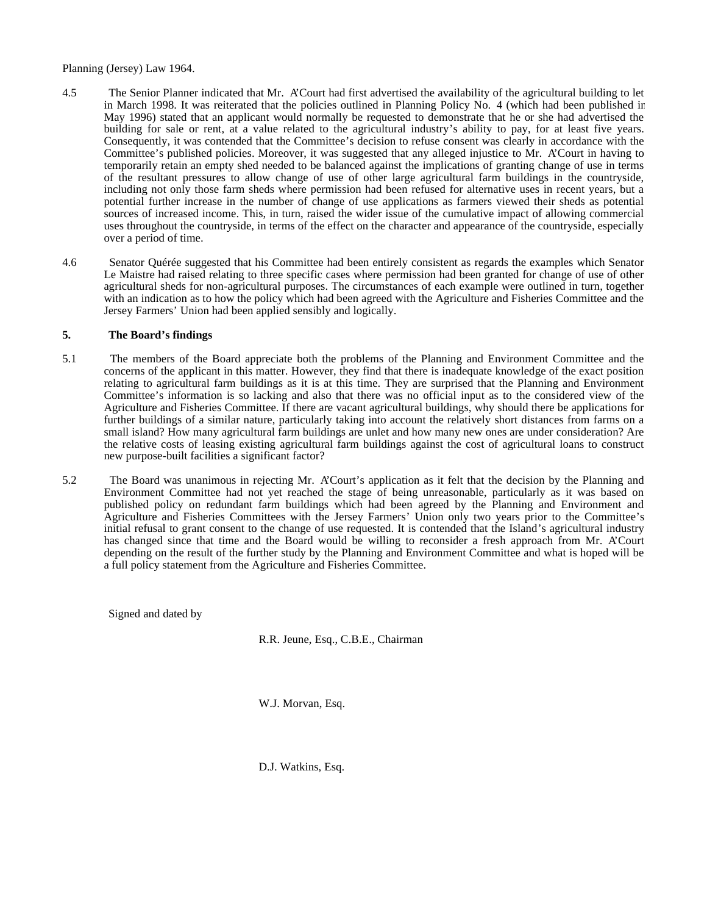Planning (Jersey) Law 1964.

4.5 The Senior Planner indicated that Mr. A'Court had first advertised the availability of the agricultural building to let in March 1998. It was reiterated that the policies outlined in Planning Policy No. 4 (which had been published in May 1996) stated that an applicant would normally be requested to demonstrate that he or she had advertised the building for sale or rent, at a value related to the agricultural industry's ability to pay, for at least five years. Consequently, it was contended that the Committee's decision to refuse consent was clearly in accordance with the Committee's published policies. Moreover, it was suggested that any alleged injustice to Mr. A'Court in having to temporarily retain an empty shed needed to be balanced against the implications of granting change of use in terms of the resultant pressures to allow change of use of other large agricultural farm buildings in the countryside, including not only those farm sheds where permission had been refused for alternative uses in recent years, but a potential further increase in the number of change of use applications as farmers viewed their sheds as potential sources of increased income. This, in turn, raised the wider issue of the cumulative impact of allowing commercial uses throughout the countryside, in terms of the effect on the character and appearance of the countryside, especially over a period of time.

4.6 Senator Quérée suggested that his Committee had been entirely consistent as regards the examples which Senator Le Maistre had raised relating to three specific cases where permission had been granted for change of use of other agricultural sheds for non-agricultural purposes. The circumstances of each example were outlined in turn, together with an indication as to how the policy which had been agreed with the Agriculture and Fisheries Committee and the Jersey Farmers' Union had been applied sensibly and logically.

**5. The Board's findings**

5.1 The members of the Board appreciate both the problems of the Planning and Environment Committee and the concerns of the applicant in this matter. However, they find that there is inadequate knowledge of the exact position relating to agricultural farm buildings as it is at this time. They are surprised that the Planning and Environment Committee's information is so lacking and also that there was no official input as to the considered view of the Agriculture and Fisheries Committee. If there are vacant agricultural buildings, why should there be applications for further buildings of a similar nature, particularly taking into account the relatively short distances from farms on a small island? How many agricultural farm buildings are unlet and how many new ones are under consideration? Are the relative costs of leasing existing agricultural farm buildings against the cost of agricultural loans to construct new purpose-built facilities a significant factor?

5.2 The Board was unanimous in rejecting Mr. A'Court's application as it felt that the decision by the Planning and Environment Committee had not yet reached the stage of being unreasonable, particularly as it was based on published policy on redundant farm buildings which had been agreed by the Planning and Environment and Agriculture and Fisheries Committees with the Jersey Farmers' Union only two years prior to the Committee's initial refusal to grant consent to the change of use requested. It is contended that the Island's agricultural industry has changed since that time and the Board would be willing to reconsider a fresh approach from Mr. A'Court depending on the result of the further study by the Planning and Environment Committee and what is hoped will be a full policy statement from the Agriculture and Fisheries Committee.

Signed and dated by

R.R. Jeune, Esq., C.B.E., Chairman

W.J. Morvan, Esq.

D.J. Watkins, Esq.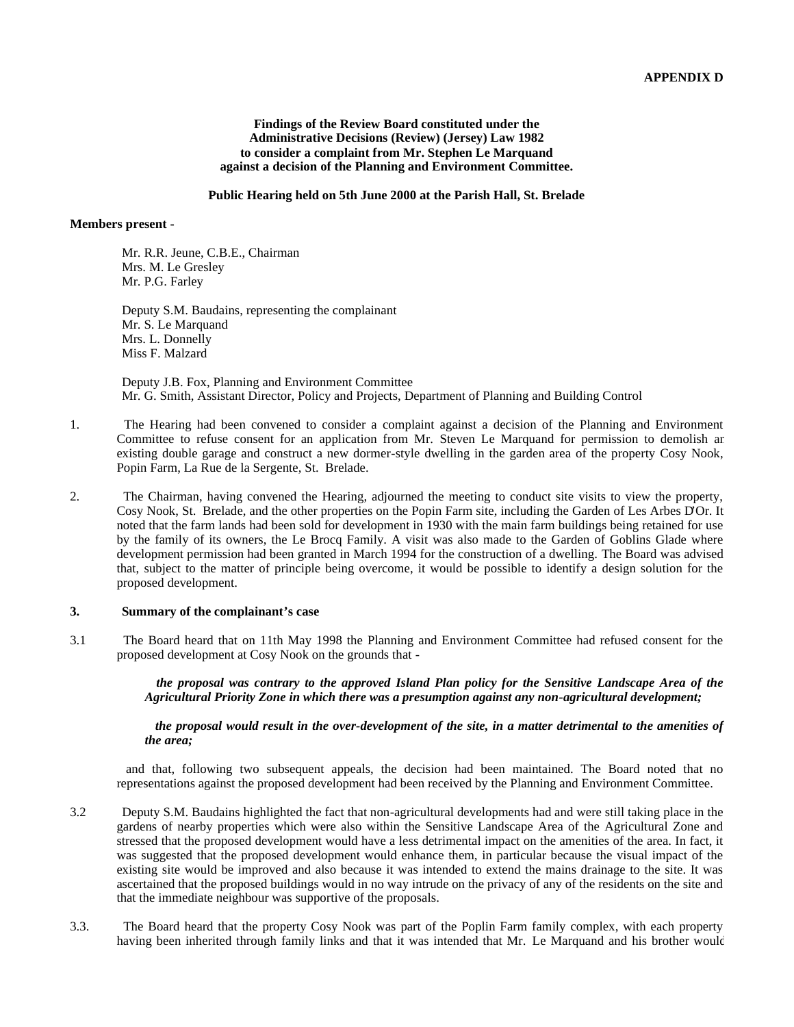**APPENDIX D**

**Findings of the Review Board constituted under the Administrative Decisions (Review) (Jersey) Law 1982 to consider a complaint from Mr. Stephen Le Marquand against a decision of the Planning and Environment Committee.**

**Public Hearing held on 5th June 2000 at the Parish Hall, St. Brelade**

**Members present -**

Mr. R.R. Jeune, C.B.E., Chairman
Mrs. M. Le Gresley
Mr. P.G. Farley

Deputy S.M. Baudains, representing the complainant
Mr. S. Le Marquand
Mrs. L. Donnelly
Miss F. Malzard

Deputy J.B. Fox, Planning and Environment Committee
Mr. G. Smith, Assistant Director, Policy and Projects, Department of Planning and Building Control

1. The Hearing had been convened to consider a complaint against a decision of the Planning and Environment Committee to refuse consent for an application from Mr. Steven Le Marquand for permission to demolish an existing double garage and construct a new dormer-style dwelling in the garden area of the property Cosy Nook, Popin Farm, La Rue de la Sergente, St. Brelade.

2. The Chairman, having convened the Hearing, adjourned the meeting to conduct site visits to view the property, Cosy Nook, St. Brelade, and the other properties on the Popin Farm site, including the Garden of Les Arbes D'Or. It noted that the farm lands had been sold for development in 1930 with the main farm buildings being retained for use by the family of its owners, the Le Brocq Family. A visit was also made to the Garden of Goblins Glade where development permission had been granted in March 1994 for the construction of a dwelling. The Board was advised that, subject to the matter of principle being overcome, it would be possible to identify a design solution for the proposed development.

**3. Summary of the complainant's case**

3.1 The Board heard that on 11th May 1998 the Planning and Environment Committee had refused consent for the proposed development at Cosy Nook on the grounds that -

> ***the proposal was contrary to the approved Island Plan policy for the Sensitive Landscape Area of the Agricultural Priority Zone in which there was a presumption against any non-agricultural development;***
>
> ***the proposal would result in the over-development of the site, in a matter detrimental to the amenities of the area;***

and that, following two subsequent appeals, the decision had been maintained. The Board noted that no representations against the proposed development had been received by the Planning and Environment Committee.

3.2 Deputy S.M. Baudains highlighted the fact that non-agricultural developments had and were still taking place in the gardens of nearby properties which were also within the Sensitive Landscape Area of the Agricultural Zone and stressed that the proposed development would have a less detrimental impact on the amenities of the area. In fact, it was suggested that the proposed development would enhance them, in particular because the visual impact of the existing site would be improved and also because it was intended to extend the mains drainage to the site. It was ascertained that the proposed buildings would in no way intrude on the privacy of any of the residents on the site and that the immediate neighbour was supportive of the proposals.

3.3. The Board heard that the property Cosy Nook was part of the Poplin Farm family complex, with each property having been inherited through family links and that it was intended that Mr. Le Marquand and his brother would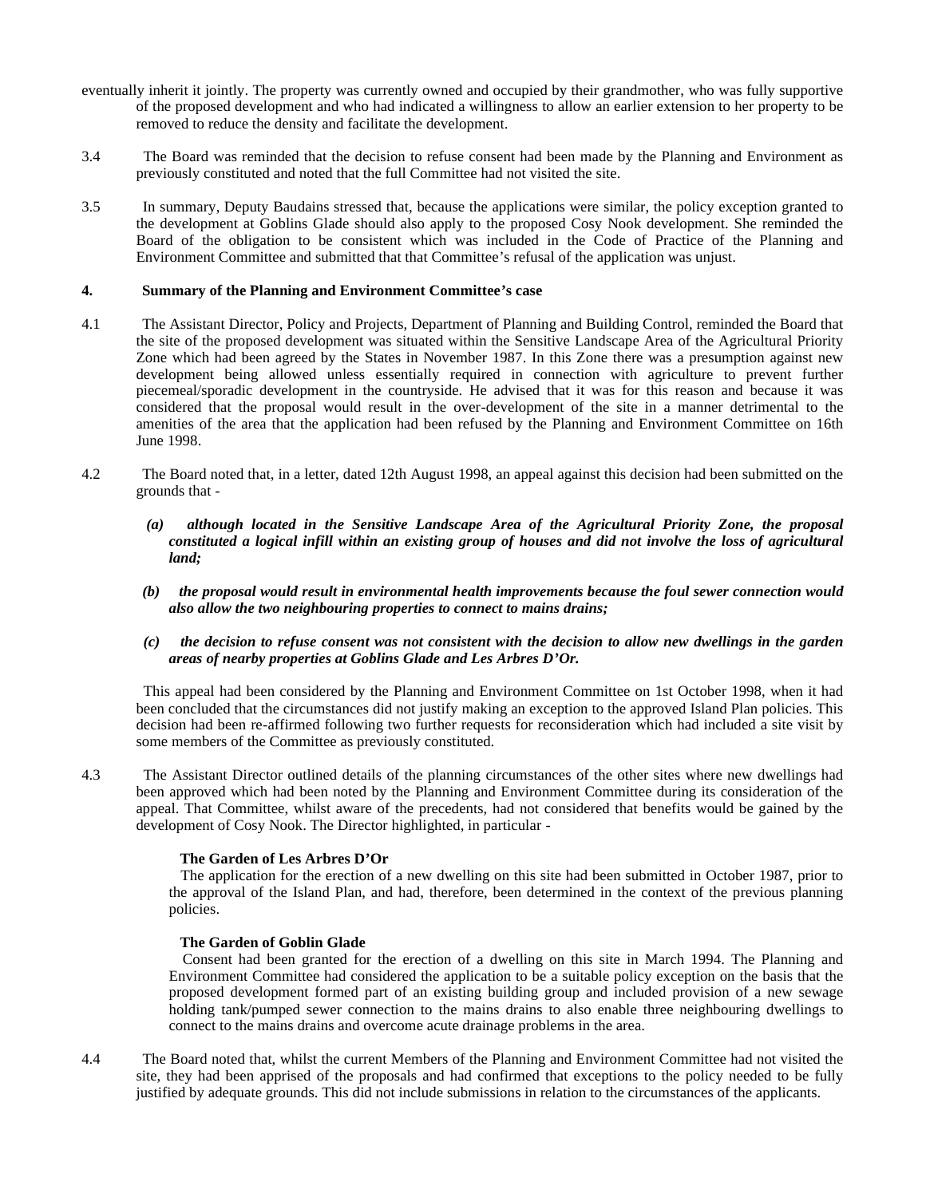eventually inherit it jointly. The property was currently owned and occupied by their grandmother, who was fully supportive of the proposed development and who had indicated a willingness to allow an earlier extension to her property to be removed to reduce the density and facilitate the development.

3.4 The Board was reminded that the decision to refuse consent had been made by the Planning and Environment as previously constituted and noted that the full Committee had not visited the site.

3.5 In summary, Deputy Baudains stressed that, because the applications were similar, the policy exception granted to the development at Goblins Glade should also apply to the proposed Cosy Nook development. She reminded the Board of the obligation to be consistent which was included in the Code of Practice of the Planning and Environment Committee and submitted that that Committee's refusal of the application was unjust.

**4. Summary of the Planning and Environment Committee's case**

4.1 The Assistant Director, Policy and Projects, Department of Planning and Building Control, reminded the Board that the site of the proposed development was situated within the Sensitive Landscape Area of the Agricultural Priority Zone which had been agreed by the States in November 1987. In this Zone there was a presumption against new development being allowed unless essentially required in connection with agriculture to prevent further piecemeal/sporadic development in the countryside. He advised that it was for this reason and because it was considered that the proposal would result in the over-development of the site in a manner detrimental to the amenities of the area that the application had been refused by the Planning and Environment Committee on 16th June 1998.

4.2 The Board noted that, in a letter, dated 12th August 1998, an appeal against this decision had been submitted on the grounds that -

*(a) although located in the Sensitive Landscape Area of the Agricultural Priority Zone, the proposal constituted a logical infill within an existing group of houses and did not involve the loss of agricultural land;*

*(b) the proposal would result in environmental health improvements because the foul sewer connection would also allow the two neighbouring properties to connect to mains drains;*

*(c) the decision to refuse consent was not consistent with the decision to allow new dwellings in the garden areas of nearby properties at Goblins Glade and Les Arbres D'Or.*

This appeal had been considered by the Planning and Environment Committee on 1st October 1998, when it had been concluded that the circumstances did not justify making an exception to the approved Island Plan policies. This decision had been re-affirmed following two further requests for reconsideration which had included a site visit by some members of the Committee as previously constituted.

4.3 The Assistant Director outlined details of the planning circumstances of the other sites where new dwellings had been approved which had been noted by the Planning and Environment Committee during its consideration of the appeal. That Committee, whilst aware of the precedents, had not considered that benefits would be gained by the development of Cosy Nook. The Director highlighted, in particular -

**The Garden of Les Arbres D'Or**

The application for the erection of a new dwelling on this site had been submitted in October 1987, prior to the approval of the Island Plan, and had, therefore, been determined in the context of the previous planning policies.

**The Garden of Goblin Glade**

Consent had been granted for the erection of a dwelling on this site in March 1994. The Planning and Environment Committee had considered the application to be a suitable policy exception on the basis that the proposed development formed part of an existing building group and included provision of a new sewage holding tank/pumped sewer connection to the mains drains to also enable three neighbouring dwellings to connect to the mains drains and overcome acute drainage problems in the area.

4.4 The Board noted that, whilst the current Members of the Planning and Environment Committee had not visited the site, they had been apprised of the proposals and had confirmed that exceptions to the policy needed to be fully justified by adequate grounds. This did not include submissions in relation to the circumstances of the applicants.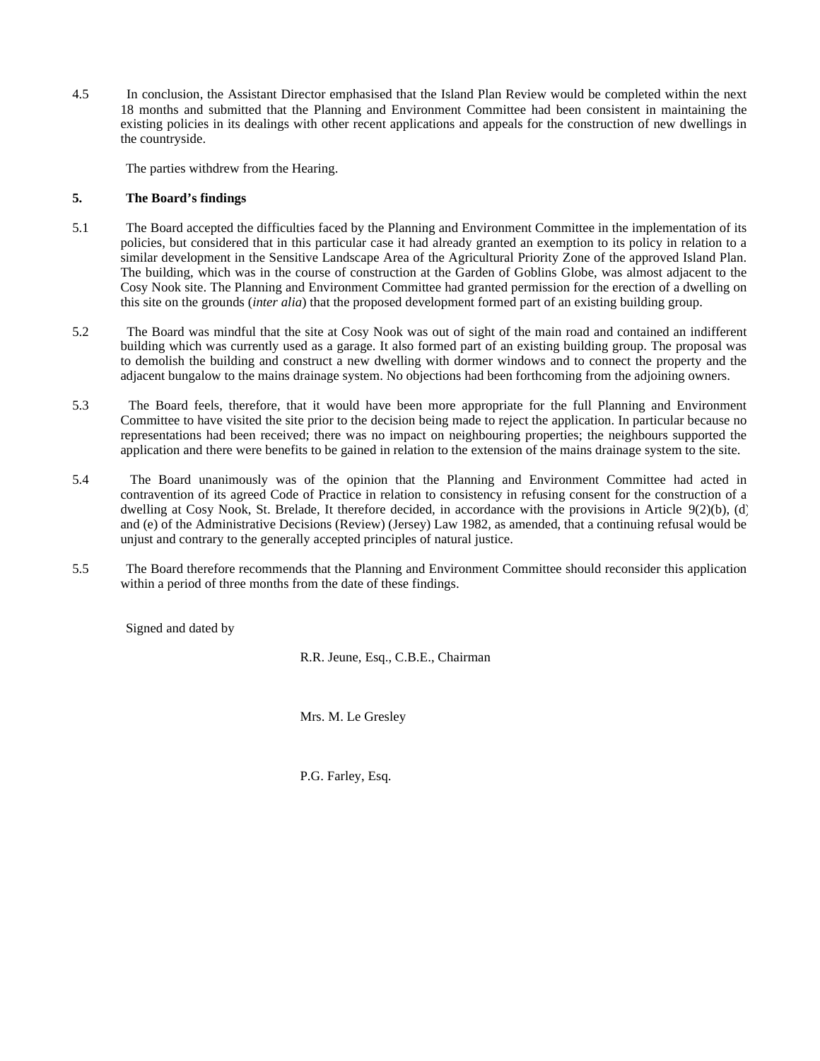4.5 In conclusion, the Assistant Director emphasised that the Island Plan Review would be completed within the next 18 months and submitted that the Planning and Environment Committee had been consistent in maintaining the existing policies in its dealings with other recent applications and appeals for the construction of new dwellings in the countryside.

The parties withdrew from the Hearing.

**5. The Board's findings**

5.1 The Board accepted the difficulties faced by the Planning and Environment Committee in the implementation of its policies, but considered that in this particular case it had already granted an exemption to its policy in relation to a similar development in the Sensitive Landscape Area of the Agricultural Priority Zone of the approved Island Plan. The building, which was in the course of construction at the Garden of Goblins Globe, was almost adjacent to the Cosy Nook site. The Planning and Environment Committee had granted permission for the erection of a dwelling on this site on the grounds (*inter alia*) that the proposed development formed part of an existing building group.

5.2 The Board was mindful that the site at Cosy Nook was out of sight of the main road and contained an indifferent building which was currently used as a garage. It also formed part of an existing building group. The proposal was to demolish the building and construct a new dwelling with dormer windows and to connect the property and the adjacent bungalow to the mains drainage system. No objections had been forthcoming from the adjoining owners.

5.3 The Board feels, therefore, that it would have been more appropriate for the full Planning and Environment Committee to have visited the site prior to the decision being made to reject the application. In particular because no representations had been received; there was no impact on neighbouring properties; the neighbours supported the application and there were benefits to be gained in relation to the extension of the mains drainage system to the site.

5.4 The Board unanimously was of the opinion that the Planning and Environment Committee had acted in contravention of its agreed Code of Practice in relation to consistency in refusing consent for the construction of a dwelling at Cosy Nook, St. Brelade, It therefore decided, in accordance with the provisions in Article 9(2)(b), (d) and (e) of the Administrative Decisions (Review) (Jersey) Law 1982, as amended, that a continuing refusal would be unjust and contrary to the generally accepted principles of natural justice.

5.5 The Board therefore recommends that the Planning and Environment Committee should reconsider this application within a period of three months from the date of these findings.

Signed and dated by

R.R. Jeune, Esq., C.B.E., Chairman

Mrs. M. Le Gresley

P.G. Farley, Esq.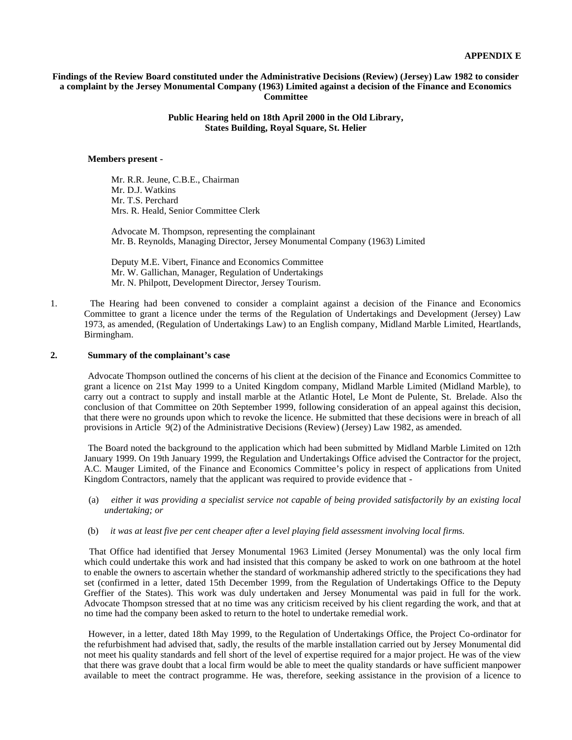**APPENDIX E**

**Findings of the Review Board constituted under the Administrative Decisions (Review) (Jersey) Law 1982 to consider a complaint by the Jersey Monumental Company (1963) Limited against a decision of the Finance and Economics Committee**

**Public Hearing held on 18th April 2000 in the Old Library, States Building, Royal Square, St. Helier**

**Members present -**

Mr. R.R. Jeune, C.B.E., Chairman
Mr. D.J. Watkins
Mr. T.S. Perchard
Mrs. R. Heald, Senior Committee Clerk

Advocate M. Thompson, representing the complainant
Mr. B. Reynolds, Managing Director, Jersey Monumental Company (1963) Limited

Deputy M.E. Vibert, Finance and Economics Committee
Mr. W. Gallichan, Manager, Regulation of Undertakings
Mr. N. Philpott, Development Director, Jersey Tourism.

1. The Hearing had been convened to consider a complaint against a decision of the Finance and Economics Committee to grant a licence under the terms of the Regulation of Undertakings and Development (Jersey) Law 1973, as amended, (Regulation of Undertakings Law) to an English company, Midland Marble Limited, Heartlands, Birmingham.

**2. Summary of the complainant's case**

Advocate Thompson outlined the concerns of his client at the decision of the Finance and Economics Committee to grant a licence on 21st May 1999 to a United Kingdom company, Midland Marble Limited (Midland Marble), to carry out a contract to supply and install marble at the Atlantic Hotel, Le Mont de Pulente, St. Brelade. Also the conclusion of that Committee on 20th September 1999, following consideration of an appeal against this decision, that there were no grounds upon which to revoke the licence. He submitted that these decisions were in breach of all provisions in Article 9(2) of the Administrative Decisions (Review) (Jersey) Law 1982, as amended.

The Board noted the background to the application which had been submitted by Midland Marble Limited on 12th January 1999. On 19th January 1999, the Regulation and Undertakings Office advised the Contractor for the project, A.C. Mauger Limited, of the Finance and Economics Committee's policy in respect of applications from United Kingdom Contractors, namely that the applicant was required to provide evidence that -

(a) *either it was providing a specialist service not capable of being provided satisfactorily by an existing local undertaking; or*

(b) *it was at least five per cent cheaper after a level playing field assessment involving local firms.*

That Office had identified that Jersey Monumental 1963 Limited (Jersey Monumental) was the only local firm which could undertake this work and had insisted that this company be asked to work on one bathroom at the hotel to enable the owners to ascertain whether the standard of workmanship adhered strictly to the specifications they had set (confirmed in a letter, dated 15th December 1999, from the Regulation of Undertakings Office to the Deputy Greffier of the States). This work was duly undertaken and Jersey Monumental was paid in full for the work. Advocate Thompson stressed that at no time was any criticism received by his client regarding the work, and that at no time had the company been asked to return to the hotel to undertake remedial work.

However, in a letter, dated 18th May 1999, to the Regulation of Undertakings Office, the Project Co-ordinator for the refurbishment had advised that, sadly, the results of the marble installation carried out by Jersey Monumental did not meet his quality standards and fell short of the level of expertise required for a major project. He was of the view that there was grave doubt that a local firm would be able to meet the quality standards or have sufficient manpower available to meet the contract programme. He was, therefore, seeking assistance in the provision of a licence to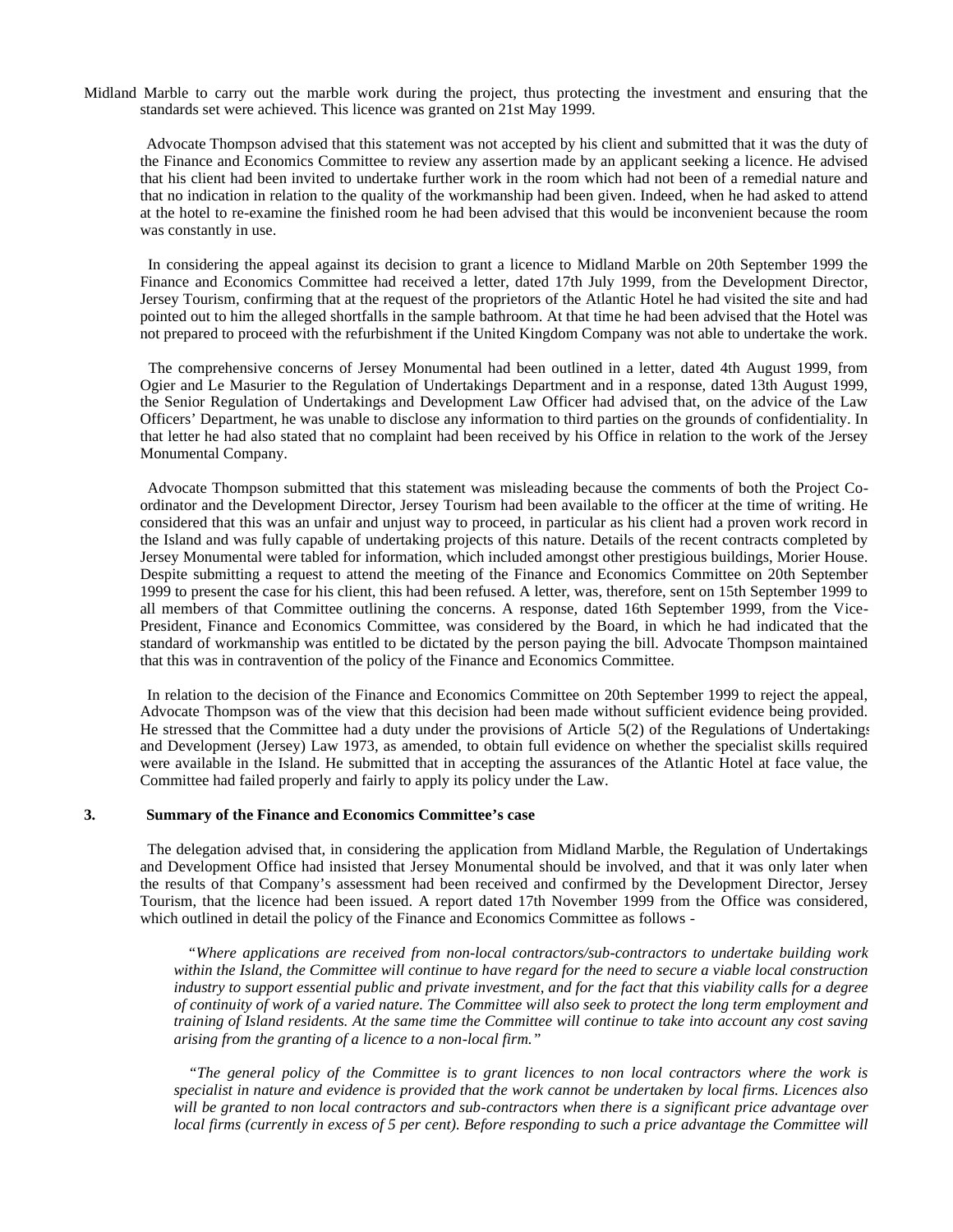Midland Marble to carry out the marble work during the project, thus protecting the investment and ensuring that the standards set were achieved. This licence was granted on 21st May 1999.

Advocate Thompson advised that this statement was not accepted by his client and submitted that it was the duty of the Finance and Economics Committee to review any assertion made by an applicant seeking a licence. He advised that his client had been invited to undertake further work in the room which had not been of a remedial nature and that no indication in relation to the quality of the workmanship had been given. Indeed, when he had asked to attend at the hotel to re-examine the finished room he had been advised that this would be inconvenient because the room was constantly in use.

In considering the appeal against its decision to grant a licence to Midland Marble on 20th September 1999 the Finance and Economics Committee had received a letter, dated 17th July 1999, from the Development Director, Jersey Tourism, confirming that at the request of the proprietors of the Atlantic Hotel he had visited the site and had pointed out to him the alleged shortfalls in the sample bathroom. At that time he had been advised that the Hotel was not prepared to proceed with the refurbishment if the United Kingdom Company was not able to undertake the work.

The comprehensive concerns of Jersey Monumental had been outlined in a letter, dated 4th August 1999, from Ogier and Le Masurier to the Regulation of Undertakings Department and in a response, dated 13th August 1999, the Senior Regulation of Undertakings and Development Law Officer had advised that, on the advice of the Law Officers' Department, he was unable to disclose any information to third parties on the grounds of confidentiality. In that letter he had also stated that no complaint had been received by his Office in relation to the work of the Jersey Monumental Company.

Advocate Thompson submitted that this statement was misleading because the comments of both the Project Co-ordinator and the Development Director, Jersey Tourism had been available to the officer at the time of writing. He considered that this was an unfair and unjust way to proceed, in particular as his client had a proven work record in the Island and was fully capable of undertaking projects of this nature. Details of the recent contracts completed by Jersey Monumental were tabled for information, which included amongst other prestigious buildings, Morier House. Despite submitting a request to attend the meeting of the Finance and Economics Committee on 20th September 1999 to present the case for his client, this had been refused. A letter, was, therefore, sent on 15th September 1999 to all members of that Committee outlining the concerns. A response, dated 16th September 1999, from the Vice-President, Finance and Economics Committee, was considered by the Board, in which he had indicated that the standard of workmanship was entitled to be dictated by the person paying the bill. Advocate Thompson maintained that this was in contravention of the policy of the Finance and Economics Committee.

In relation to the decision of the Finance and Economics Committee on 20th September 1999 to reject the appeal, Advocate Thompson was of the view that this decision had been made without sufficient evidence being provided. He stressed that the Committee had a duty under the provisions of Article 5(2) of the Regulations of Undertakings and Development (Jersey) Law 1973, as amended, to obtain full evidence on whether the specialist skills required were available in the Island. He submitted that in accepting the assurances of the Atlantic Hotel at face value, the Committee had failed properly and fairly to apply its policy under the Law.

**3. Summary of the Finance and Economics Committee's case**

The delegation advised that, in considering the application from Midland Marble, the Regulation of Undertakings and Development Office had insisted that Jersey Monumental should be involved, and that it was only later when the results of that Company's assessment had been received and confirmed by the Development Director, Jersey Tourism, that the licence had been issued. A report dated 17th November 1999 from the Office was considered, which outlined in detail the policy of the Finance and Economics Committee as follows -

*"Where applications are received from non-local contractors/sub-contractors to undertake building work within the Island, the Committee will continue to have regard for the need to secure a viable local construction industry to support essential public and private investment, and for the fact that this viability calls for a degree of continuity of work of a varied nature. The Committee will also seek to protect the long term employment and training of Island residents. At the same time the Committee will continue to take into account any cost saving arising from the granting of a licence to a non-local firm."*

*"The general policy of the Committee is to grant licences to non local contractors where the work is specialist in nature and evidence is provided that the work cannot be undertaken by local firms. Licences also will be granted to non local contractors and sub-contractors when there is a significant price advantage over local firms (currently in excess of 5 per cent). Before responding to such a price advantage the Committee will*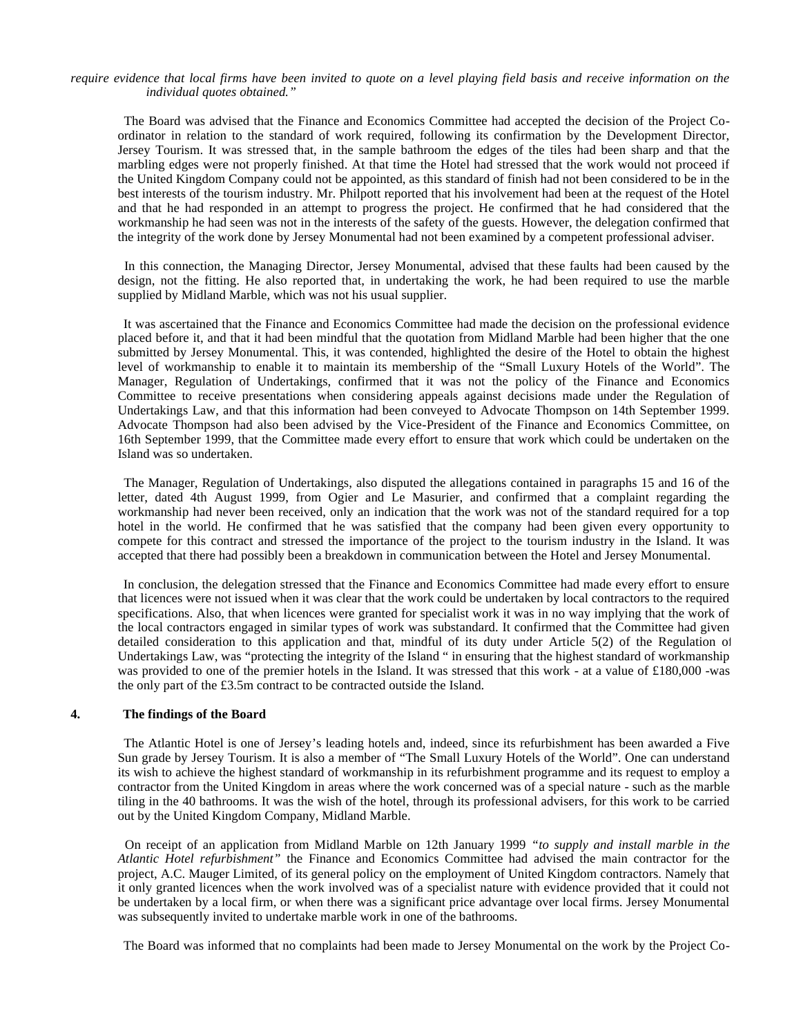*require evidence that local firms have been invited to quote on a level playing field basis and receive information on the individual quotes obtained."*

The Board was advised that the Finance and Economics Committee had accepted the decision of the Project Co-ordinator in relation to the standard of work required, following its confirmation by the Development Director, Jersey Tourism. It was stressed that, in the sample bathroom the edges of the tiles had been sharp and that the marbling edges were not properly finished. At that time the Hotel had stressed that the work would not proceed if the United Kingdom Company could not be appointed, as this standard of finish had not been considered to be in the best interests of the tourism industry. Mr. Philpott reported that his involvement had been at the request of the Hotel and that he had responded in an attempt to progress the project. He confirmed that he had considered that the workmanship he had seen was not in the interests of the safety of the guests. However, the delegation confirmed that the integrity of the work done by Jersey Monumental had not been examined by a competent professional adviser.

In this connection, the Managing Director, Jersey Monumental, advised that these faults had been caused by the design, not the fitting. He also reported that, in undertaking the work, he had been required to use the marble supplied by Midland Marble, which was not his usual supplier.

It was ascertained that the Finance and Economics Committee had made the decision on the professional evidence placed before it, and that it had been mindful that the quotation from Midland Marble had been higher that the one submitted by Jersey Monumental. This, it was contended, highlighted the desire of the Hotel to obtain the highest level of workmanship to enable it to maintain its membership of the "Small Luxury Hotels of the World". The Manager, Regulation of Undertakings, confirmed that it was not the policy of the Finance and Economics Committee to receive presentations when considering appeals against decisions made under the Regulation of Undertakings Law, and that this information had been conveyed to Advocate Thompson on 14th September 1999. Advocate Thompson had also been advised by the Vice-President of the Finance and Economics Committee, on 16th September 1999, that the Committee made every effort to ensure that work which could be undertaken on the Island was so undertaken.

The Manager, Regulation of Undertakings, also disputed the allegations contained in paragraphs 15 and 16 of the letter, dated 4th August 1999, from Ogier and Le Masurier, and confirmed that a complaint regarding the workmanship had never been received, only an indication that the work was not of the standard required for a top hotel in the world. He confirmed that he was satisfied that the company had been given every opportunity to compete for this contract and stressed the importance of the project to the tourism industry in the Island. It was accepted that there had possibly been a breakdown in communication between the Hotel and Jersey Monumental.

In conclusion, the delegation stressed that the Finance and Economics Committee had made every effort to ensure that licences were not issued when it was clear that the work could be undertaken by local contractors to the required specifications. Also, that when licences were granted for specialist work it was in no way implying that the work of the local contractors engaged in similar types of work was substandard. It confirmed that the Committee had given detailed consideration to this application and that, mindful of its duty under Article 5(2) of the Regulation of Undertakings Law, was "protecting the integrity of the Island " in ensuring that the highest standard of workmanship was provided to one of the premier hotels in the Island. It was stressed that this work - at a value of £180,000 -was the only part of the £3.5m contract to be contracted outside the Island.

## 4. The findings of the Board

The Atlantic Hotel is one of Jersey's leading hotels and, indeed, since its refurbishment has been awarded a Five Sun grade by Jersey Tourism. It is also a member of "The Small Luxury Hotels of the World". One can understand its wish to achieve the highest standard of workmanship in its refurbishment programme and its request to employ a contractor from the United Kingdom in areas where the work concerned was of a special nature - such as the marble tiling in the 40 bathrooms. It was the wish of the hotel, through its professional advisers, for this work to be carried out by the United Kingdom Company, Midland Marble.

On receipt of an application from Midland Marble on 12th January 1999 *"to supply and install marble in the Atlantic Hotel refurbishment"* the Finance and Economics Committee had advised the main contractor for the project, A.C. Mauger Limited, of its general policy on the employment of United Kingdom contractors. Namely that it only granted licences when the work involved was of a specialist nature with evidence provided that it could not be undertaken by a local firm, or when there was a significant price advantage over local firms. Jersey Monumental was subsequently invited to undertake marble work in one of the bathrooms.

The Board was informed that no complaints had been made to Jersey Monumental on the work by the Project Co-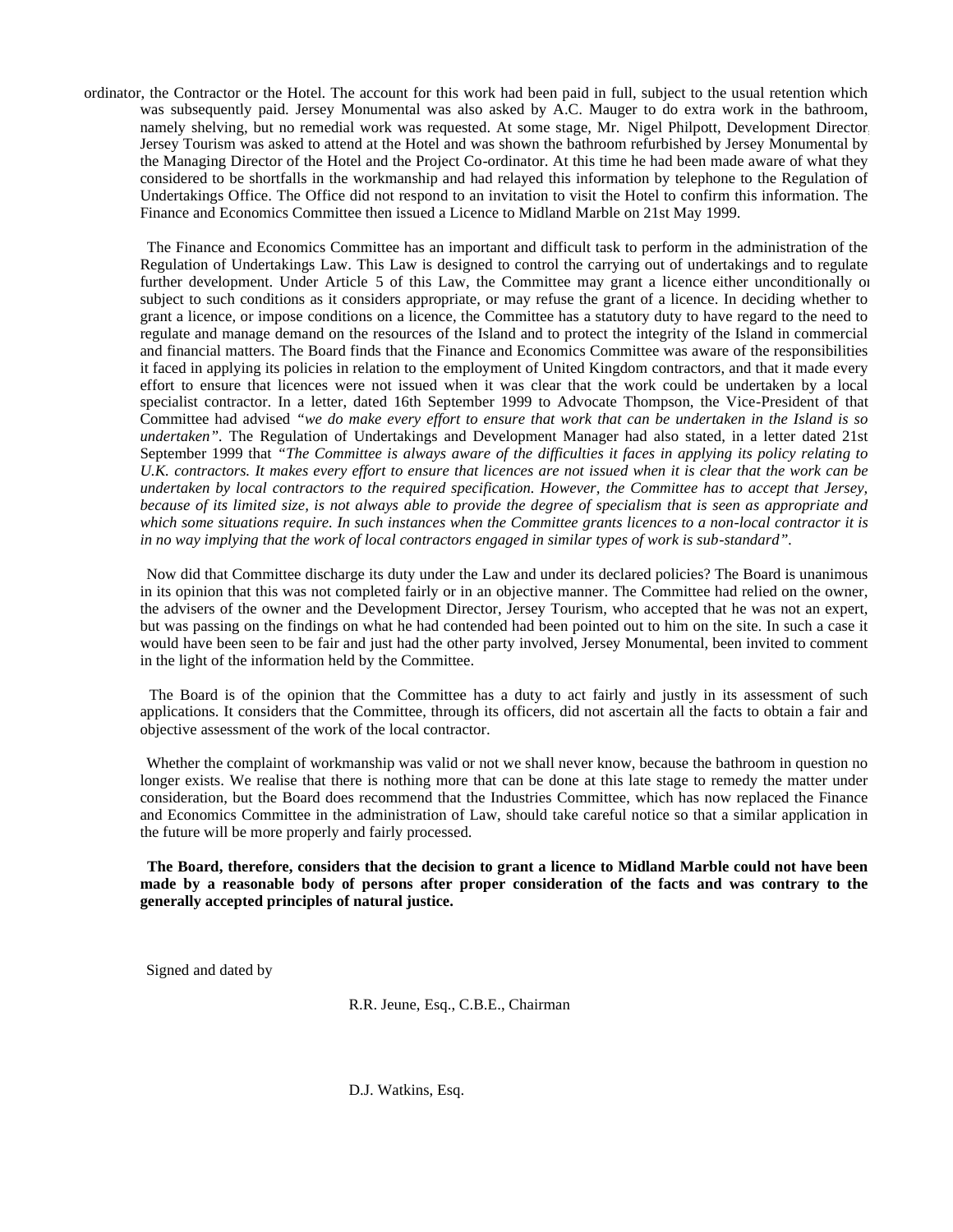ordinator, the Contractor or the Hotel. The account for this work had been paid in full, subject to the usual retention which was subsequently paid. Jersey Monumental was also asked by A.C. Mauger to do extra work in the bathroom, namely shelving, but no remedial work was requested. At some stage, Mr. Nigel Philpott, Development Director, Jersey Tourism was asked to attend at the Hotel and was shown the bathroom refurbished by Jersey Monumental by the Managing Director of the Hotel and the Project Co-ordinator. At this time he had been made aware of what they considered to be shortfalls in the workmanship and had relayed this information by telephone to the Regulation of Undertakings Office. The Office did not respond to an invitation to visit the Hotel to confirm this information. The Finance and Economics Committee then issued a Licence to Midland Marble on 21st May 1999.

The Finance and Economics Committee has an important and difficult task to perform in the administration of the Regulation of Undertakings Law. This Law is designed to control the carrying out of undertakings and to regulate further development. Under Article 5 of this Law, the Committee may grant a licence either unconditionally or subject to such conditions as it considers appropriate, or may refuse the grant of a licence. In deciding whether to grant a licence, or impose conditions on a licence, the Committee has a statutory duty to have regard to the need to regulate and manage demand on the resources of the Island and to protect the integrity of the Island in commercial and financial matters. The Board finds that the Finance and Economics Committee was aware of the responsibilities it faced in applying its policies in relation to the employment of United Kingdom contractors, and that it made every effort to ensure that licences were not issued when it was clear that the work could be undertaken by a local specialist contractor. In a letter, dated 16th September 1999 to Advocate Thompson, the Vice-President of that Committee had advised *"we do make every effort to ensure that work that can be undertaken in the Island is so undertaken"*. The Regulation of Undertakings and Development Manager had also stated, in a letter dated 21st September 1999 that *"The Committee is always aware of the difficulties it faces in applying its policy relating to U.K. contractors. It makes every effort to ensure that licences are not issued when it is clear that the work can be undertaken by local contractors to the required specification. However, the Committee has to accept that Jersey, because of its limited size, is not always able to provide the degree of specialism that is seen as appropriate and which some situations require. In such instances when the Committee grants licences to a non-local contractor it is in no way implying that the work of local contractors engaged in similar types of work is sub-standard"*.

Now did that Committee discharge its duty under the Law and under its declared policies? The Board is unanimous in its opinion that this was not completed fairly or in an objective manner. The Committee had relied on the owner, the advisers of the owner and the Development Director, Jersey Tourism, who accepted that he was not an expert, but was passing on the findings on what he had contended had been pointed out to him on the site. In such a case it would have been seen to be fair and just had the other party involved, Jersey Monumental, been invited to comment in the light of the information held by the Committee.

The Board is of the opinion that the Committee has a duty to act fairly and justly in its assessment of such applications. It considers that the Committee, through its officers, did not ascertain all the facts to obtain a fair and objective assessment of the work of the local contractor.

Whether the complaint of workmanship was valid or not we shall never know, because the bathroom in question no longer exists. We realise that there is nothing more that can be done at this late stage to remedy the matter under consideration, but the Board does recommend that the Industries Committee, which has now replaced the Finance and Economics Committee in the administration of Law, should take careful notice so that a similar application in the future will be more properly and fairly processed.

**The Board, therefore, considers that the decision to grant a licence to Midland Marble could not have been made by a reasonable body of persons after proper consideration of the facts and was contrary to the generally accepted principles of natural justice.**

Signed and dated by

R.R. Jeune, Esq., C.B.E., Chairman

D.J. Watkins, Esq.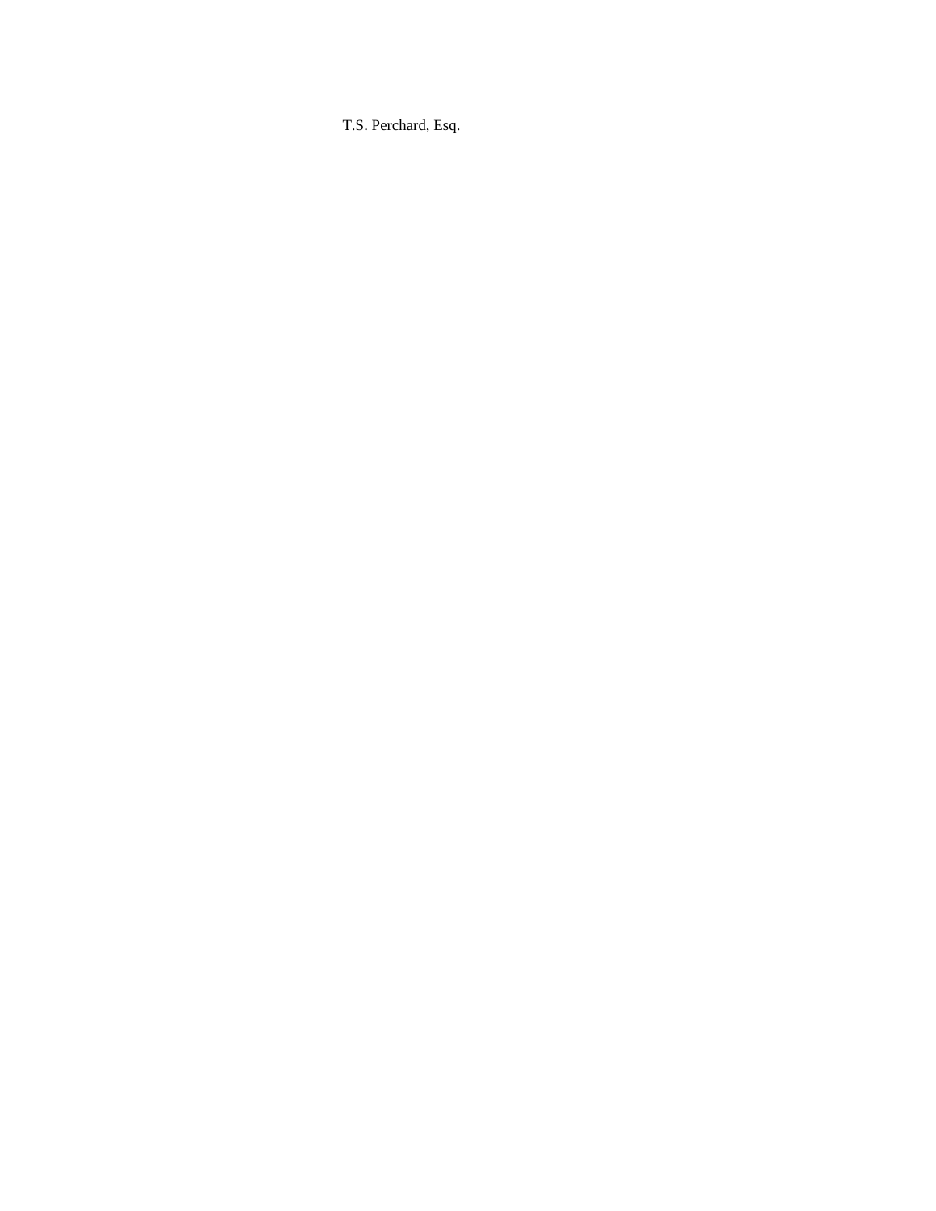T.S. Perchard, Esq.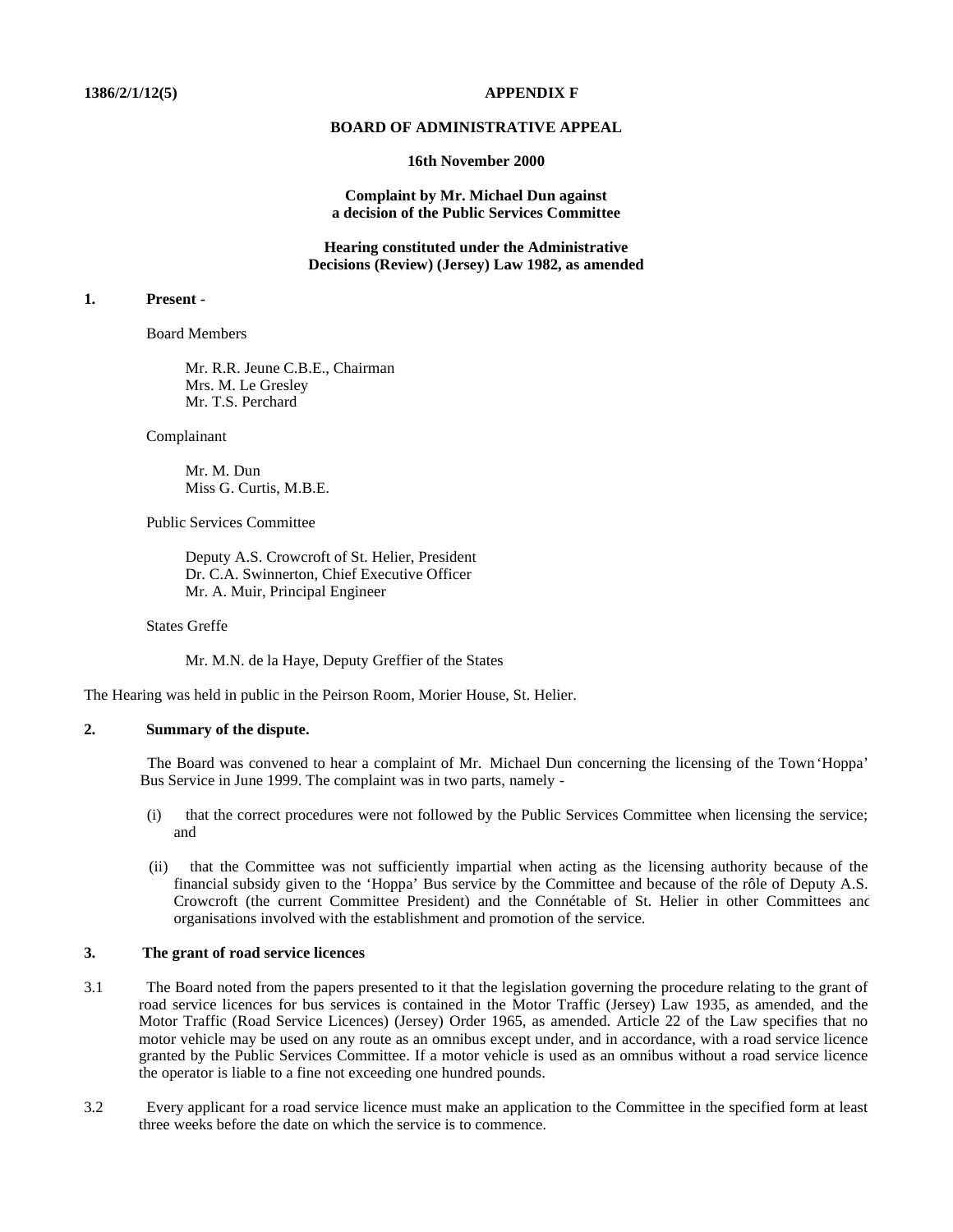**1386/2/1/12(5)** **APPENDIX F**

**BOARD OF ADMINISTRATIVE APPEAL**

**16th November 2000**

**Complaint by Mr. Michael Dun against a decision of the Public Services Committee**

**Hearing constituted under the Administrative Decisions (Review) (Jersey) Law 1982, as amended**

**1. Present -**

Board Members

Mr. R.R. Jeune C.B.E., Chairman
Mrs. M. Le Gresley
Mr. T.S. Perchard

Complainant

Mr. M. Dun
Miss G. Curtis, M.B.E.

Public Services Committee

Deputy A.S. Crowcroft of St. Helier, President
Dr. C.A. Swinnerton, Chief Executive Officer
Mr. A. Muir, Principal Engineer

States Greffe

Mr. M.N. de la Haye, Deputy Greffier of the States

The Hearing was held in public in the Peirson Room, Morier House, St. Helier.

**2. Summary of the dispute.**

The Board was convened to hear a complaint of Mr. Michael Dun concerning the licensing of the Town 'Hoppa' Bus Service in June 1999. The complaint was in two parts, namely -

(i) that the correct procedures were not followed by the Public Services Committee when licensing the service; and

(ii) that the Committee was not sufficiently impartial when acting as the licensing authority because of the financial subsidy given to the 'Hoppa' Bus service by the Committee and because of the rôle of Deputy A.S. Crowcroft (the current Committee President) and the Connétable of St. Helier in other Committees and organisations involved with the establishment and promotion of the service.

**3. The grant of road service licences**

3.1 The Board noted from the papers presented to it that the legislation governing the procedure relating to the grant of road service licences for bus services is contained in the Motor Traffic (Jersey) Law 1935, as amended, and the Motor Traffic (Road Service Licences) (Jersey) Order 1965, as amended. Article 22 of the Law specifies that no motor vehicle may be used on any route as an omnibus except under, and in accordance, with a road service licence granted by the Public Services Committee. If a motor vehicle is used as an omnibus without a road service licence the operator is liable to a fine not exceeding one hundred pounds.

3.2 Every applicant for a road service licence must make an application to the Committee in the specified form at least three weeks before the date on which the service is to commence.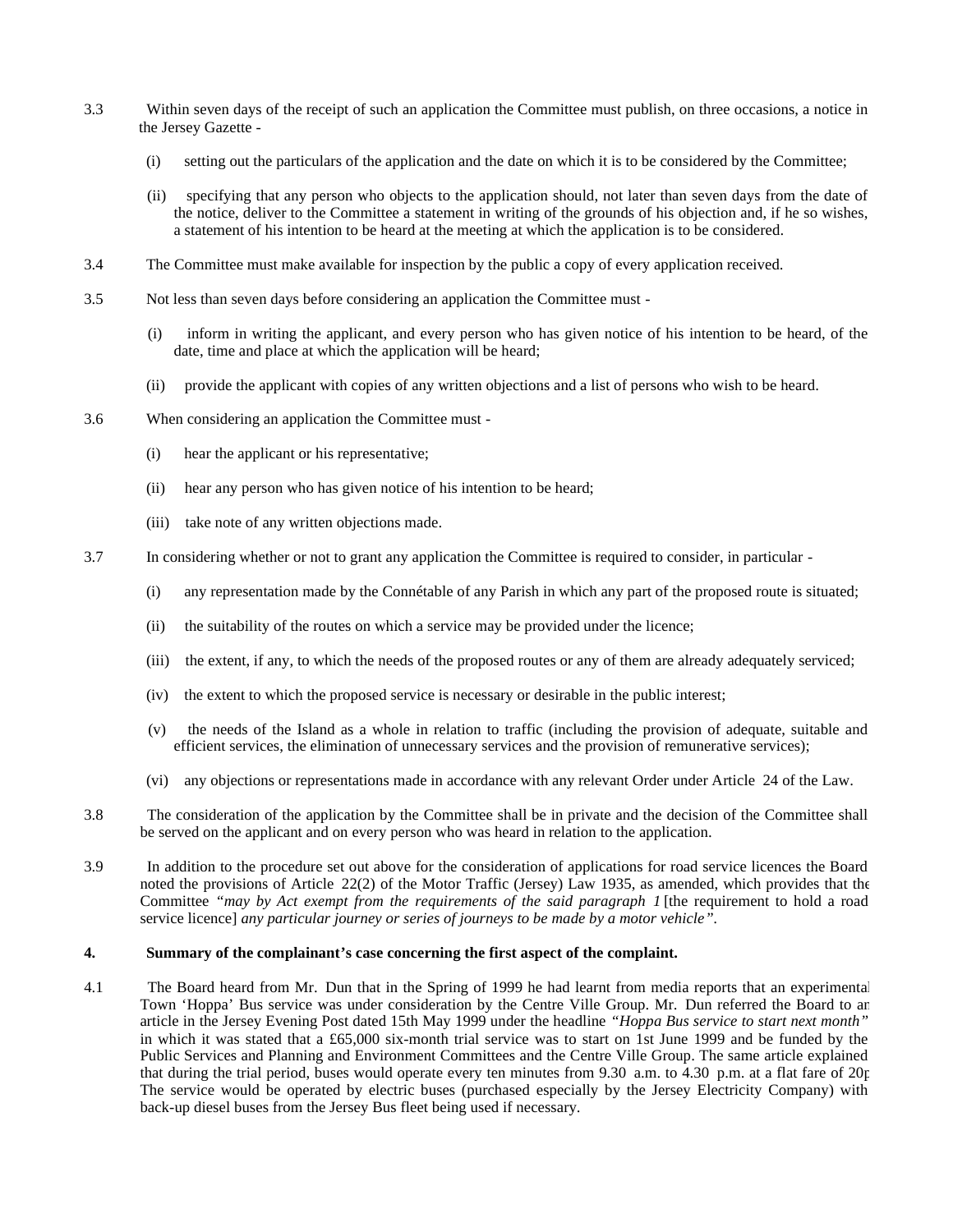3.3 Within seven days of the receipt of such an application the Committee must publish, on three occasions, a notice in the Jersey Gazette -

(i) setting out the particulars of the application and the date on which it is to be considered by the Committee;

(ii) specifying that any person who objects to the application should, not later than seven days from the date of the notice, deliver to the Committee a statement in writing of the grounds of his objection and, if he so wishes, a statement of his intention to be heard at the meeting at which the application is to be considered.

3.4 The Committee must make available for inspection by the public a copy of every application received.

3.5 Not less than seven days before considering an application the Committee must -

(i) inform in writing the applicant, and every person who has given notice of his intention to be heard, of the date, time and place at which the application will be heard;

(ii) provide the applicant with copies of any written objections and a list of persons who wish to be heard.

3.6 When considering an application the Committee must -

(i) hear the applicant or his representative;

(ii) hear any person who has given notice of his intention to be heard;

(iii) take note of any written objections made.

3.7 In considering whether or not to grant any application the Committee is required to consider, in particular -

(i) any representation made by the Connétable of any Parish in which any part of the proposed route is situated;

(ii) the suitability of the routes on which a service may be provided under the licence;

(iii) the extent, if any, to which the needs of the proposed routes or any of them are already adequately serviced;

(iv) the extent to which the proposed service is necessary or desirable in the public interest;

(v) the needs of the Island as a whole in relation to traffic (including the provision of adequate, suitable and efficient services, the elimination of unnecessary services and the provision of remunerative services);

(vi) any objections or representations made in accordance with any relevant Order under Article 24 of the Law.

3.8 The consideration of the application by the Committee shall be in private and the decision of the Committee shall be served on the applicant and on every person who was heard in relation to the application.

3.9 In addition to the procedure set out above for the consideration of applications for road service licences the Board noted the provisions of Article 22(2) of the Motor Traffic (Jersey) Law 1935, as amended, which provides that the Committee *"may by Act exempt from the requirements of the said paragraph 1* [the requirement to hold a road service licence] *any particular journey or series of journeys to be made by a motor vehicle"*.

**4. Summary of the complainant's case concerning the first aspect of the complaint.**

4.1 The Board heard from Mr. Dun that in the Spring of 1999 he had learnt from media reports that an experimental Town 'Hoppa' Bus service was under consideration by the Centre Ville Group. Mr. Dun referred the Board to an article in the Jersey Evening Post dated 15th May 1999 under the headline *"Hoppa Bus service to start next month"* in which it was stated that a £65,000 six-month trial service was to start on 1st June 1999 and be funded by the Public Services and Planning and Environment Committees and the Centre Ville Group. The same article explained that during the trial period, buses would operate every ten minutes from 9.30 a.m. to 4.30 p.m. at a flat fare of 20p. The service would be operated by electric buses (purchased especially by the Jersey Electricity Company) with back-up diesel buses from the Jersey Bus fleet being used if necessary.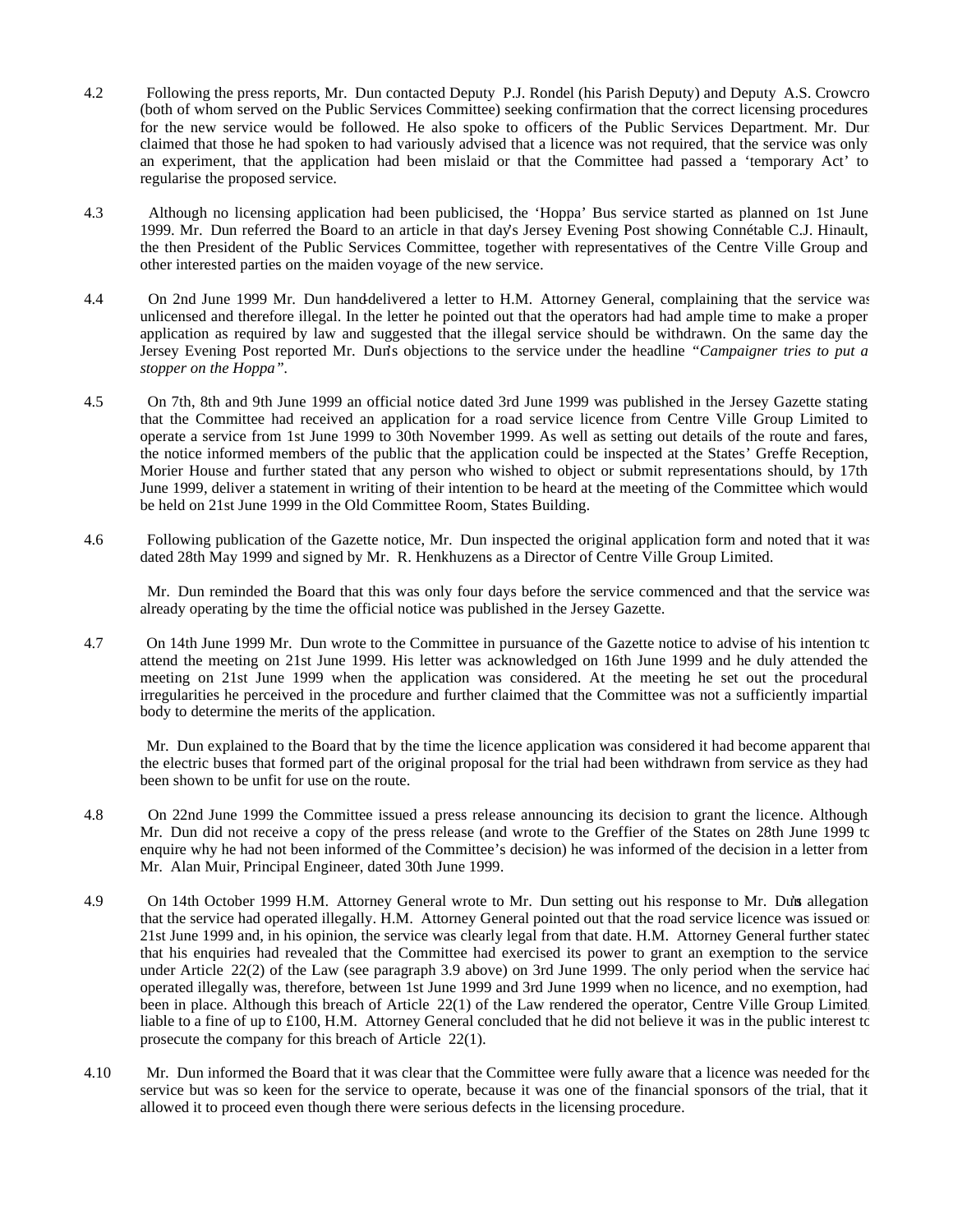4.2 Following the press reports, Mr. Dun contacted Deputy P.J. Rondel (his Parish Deputy) and Deputy A.S. Crowcroft (both of whom served on the Public Services Committee) seeking confirmation that the correct licensing procedures for the new service would be followed. He also spoke to officers of the Public Services Department. Mr. Dun claimed that those he had spoken to had variously advised that a licence was not required, that the service was only an experiment, that the application had been mislaid or that the Committee had passed a 'temporary Act' to regularise the proposed service.

4.3 Although no licensing application had been publicised, the 'Hoppa' Bus service started as planned on 1st June 1999. Mr. Dun referred the Board to an article in that day's Jersey Evening Post showing Connétable C.J. Hinault, the then President of the Public Services Committee, together with representatives of the Centre Ville Group and other interested parties on the maiden voyage of the new service.

4.4 On 2nd June 1999 Mr. Dun hand-delivered a letter to H.M. Attorney General, complaining that the service was unlicensed and therefore illegal. In the letter he pointed out that the operators had had ample time to make a proper application as required by law and suggested that the illegal service should be withdrawn. On the same day the Jersey Evening Post reported Mr. Dun's objections to the service under the headline *"Campaigner tries to put a stopper on the Hoppa"*.

4.5 On 7th, 8th and 9th June 1999 an official notice dated 3rd June 1999 was published in the Jersey Gazette stating that the Committee had received an application for a road service licence from Centre Ville Group Limited to operate a service from 1st June 1999 to 30th November 1999. As well as setting out details of the route and fares, the notice informed members of the public that the application could be inspected at the States' Greffe Reception, Morier House and further stated that any person who wished to object or submit representations should, by 17th June 1999, deliver a statement in writing of their intention to be heard at the meeting of the Committee which would be held on 21st June 1999 in the Old Committee Room, States Building.

4.6 Following publication of the Gazette notice, Mr. Dun inspected the original application form and noted that it was dated 28th May 1999 and signed by Mr. R. Henkhuzens as a Director of Centre Ville Group Limited.

Mr. Dun reminded the Board that this was only four days before the service commenced and that the service was already operating by the time the official notice was published in the Jersey Gazette.

4.7 On 14th June 1999 Mr. Dun wrote to the Committee in pursuance of the Gazette notice to advise of his intention to attend the meeting on 21st June 1999. His letter was acknowledged on 16th June 1999 and he duly attended the meeting on 21st June 1999 when the application was considered. At the meeting he set out the procedural irregularities he perceived in the procedure and further claimed that the Committee was not a sufficiently impartial body to determine the merits of the application.

Mr. Dun explained to the Board that by the time the licence application was considered it had become apparent that the electric buses that formed part of the original proposal for the trial had been withdrawn from service as they had been shown to be unfit for use on the route.

4.8 On 22nd June 1999 the Committee issued a press release announcing its decision to grant the licence. Although Mr. Dun did not receive a copy of the press release (and wrote to the Greffier of the States on 28th June 1999 to enquire why he had not been informed of the Committee's decision) he was informed of the decision in a letter from Mr. Alan Muir, Principal Engineer, dated 30th June 1999.

4.9 On 14th October 1999 H.M. Attorney General wrote to Mr. Dun setting out his response to Mr. Dun's allegation that the service had operated illegally. H.M. Attorney General pointed out that the road service licence was issued on 21st June 1999 and, in his opinion, the service was clearly legal from that date. H.M. Attorney General further stated that his enquiries had revealed that the Committee had exercised its power to grant an exemption to the service under Article 22(2) of the Law (see paragraph 3.9 above) on 3rd June 1999. The only period when the service had operated illegally was, therefore, between 1st June 1999 and 3rd June 1999 when no licence, and no exemption, had been in place. Although this breach of Article 22(1) of the Law rendered the operator, Centre Ville Group Limited, liable to a fine of up to £100, H.M. Attorney General concluded that he did not believe it was in the public interest to prosecute the company for this breach of Article 22(1).

4.10 Mr. Dun informed the Board that it was clear that the Committee were fully aware that a licence was needed for the service but was so keen for the service to operate, because it was one of the financial sponsors of the trial, that it allowed it to proceed even though there were serious defects in the licensing procedure.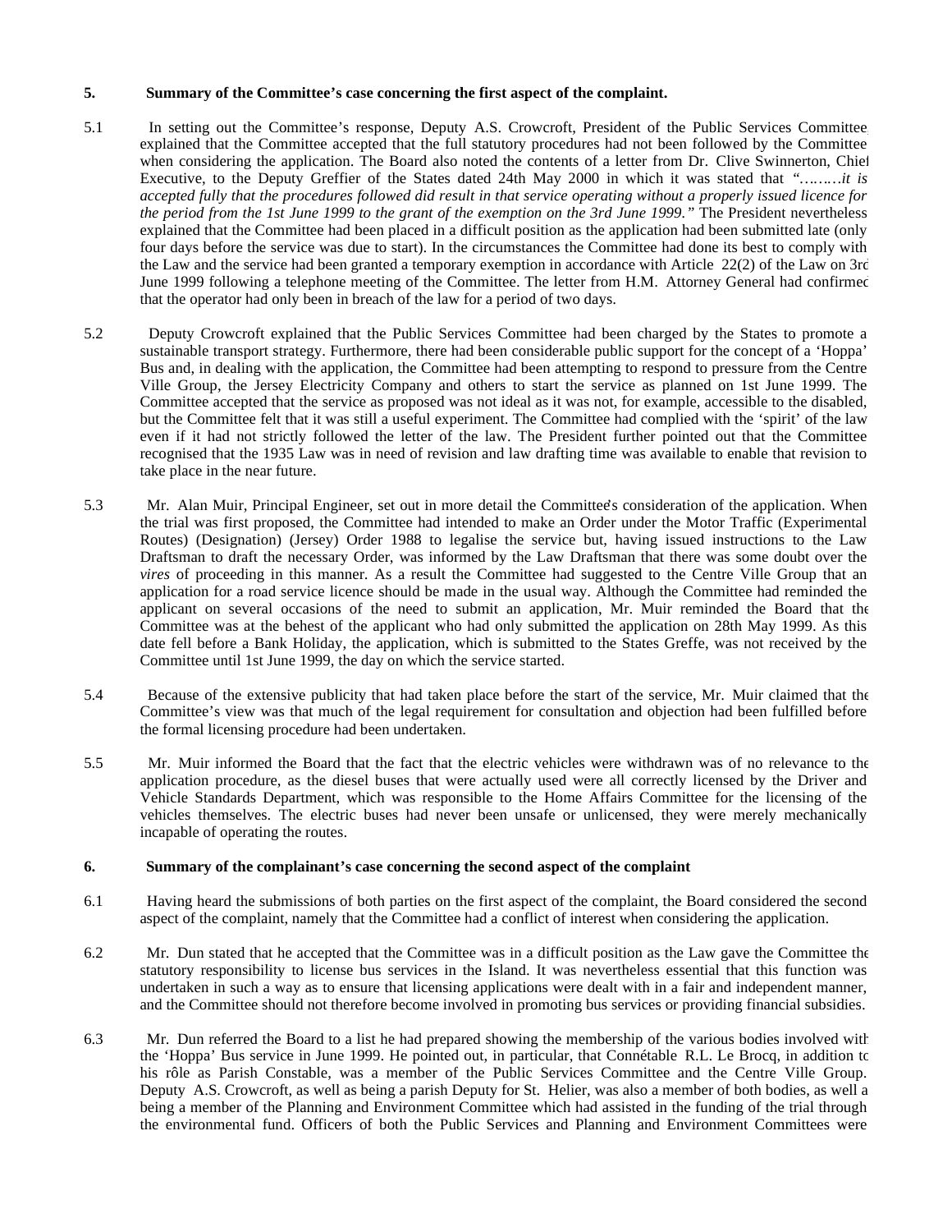**5. Summary of the Committee's case concerning the first aspect of the complaint.**

5.1 In setting out the Committee's response, Deputy A.S. Crowcroft, President of the Public Services Committee, explained that the Committee accepted that the full statutory procedures had not been followed by the Committee when considering the application. The Board also noted the contents of a letter from Dr. Clive Swinnerton, Chief Executive, to the Deputy Greffier of the States dated 24th May 2000 in which it was stated that *"………it is accepted fully that the procedures followed did result in that service operating without a properly issued licence for the period from the 1st June 1999 to the grant of the exemption on the 3rd June 1999."* The President nevertheless explained that the Committee had been placed in a difficult position as the application had been submitted late (only four days before the service was due to start). In the circumstances the Committee had done its best to comply with the Law and the service had been granted a temporary exemption in accordance with Article 22(2) of the Law on 3rd June 1999 following a telephone meeting of the Committee. The letter from H.M. Attorney General had confirmed that the operator had only been in breach of the law for a period of two days.

5.2 Deputy Crowcroft explained that the Public Services Committee had been charged by the States to promote a sustainable transport strategy. Furthermore, there had been considerable public support for the concept of a 'Hoppa' Bus and, in dealing with the application, the Committee had been attempting to respond to pressure from the Centre Ville Group, the Jersey Electricity Company and others to start the service as planned on 1st June 1999. The Committee accepted that the service as proposed was not ideal as it was not, for example, accessible to the disabled, but the Committee felt that it was still a useful experiment. The Committee had complied with the 'spirit' of the law even if it had not strictly followed the letter of the law. The President further pointed out that the Committee recognised that the 1935 Law was in need of revision and law drafting time was available to enable that revision to take place in the near future.

5.3 Mr. Alan Muir, Principal Engineer, set out in more detail the Committee's consideration of the application. When the trial was first proposed, the Committee had intended to make an Order under the Motor Traffic (Experimental Routes) (Designation) (Jersey) Order 1988 to legalise the service but, having issued instructions to the Law Draftsman to draft the necessary Order, was informed by the Law Draftsman that there was some doubt over the *vires* of proceeding in this manner. As a result the Committee had suggested to the Centre Ville Group that an application for a road service licence should be made in the usual way. Although the Committee had reminded the applicant on several occasions of the need to submit an application, Mr. Muir reminded the Board that the Committee was at the behest of the applicant who had only submitted the application on 28th May 1999. As this date fell before a Bank Holiday, the application, which is submitted to the States Greffe, was not received by the Committee until 1st June 1999, the day on which the service started.

5.4 Because of the extensive publicity that had taken place before the start of the service, Mr. Muir claimed that the Committee's view was that much of the legal requirement for consultation and objection had been fulfilled before the formal licensing procedure had been undertaken.

5.5 Mr. Muir informed the Board that the fact that the electric vehicles were withdrawn was of no relevance to the application procedure, as the diesel buses that were actually used were all correctly licensed by the Driver and Vehicle Standards Department, which was responsible to the Home Affairs Committee for the licensing of the vehicles themselves. The electric buses had never been unsafe or unlicensed, they were merely mechanically incapable of operating the routes.

**6. Summary of the complainant's case concerning the second aspect of the complaint**

6.1 Having heard the submissions of both parties on the first aspect of the complaint, the Board considered the second aspect of the complaint, namely that the Committee had a conflict of interest when considering the application.

6.2 Mr. Dun stated that he accepted that the Committee was in a difficult position as the Law gave the Committee the statutory responsibility to license bus services in the Island. It was nevertheless essential that this function was undertaken in such a way as to ensure that licensing applications were dealt with in a fair and independent manner, and the Committee should not therefore become involved in promoting bus services or providing financial subsidies.

6.3 Mr. Dun referred the Board to a list he had prepared showing the membership of the various bodies involved with the 'Hoppa' Bus service in June 1999. He pointed out, in particular, that Connétable R.L. Le Brocq, in addition to his rôle as Parish Constable, was a member of the Public Services Committee and the Centre Ville Group. Deputy A.S. Crowcroft, as well as being a parish Deputy for St. Helier, was also a member of both bodies, as well a being a member of the Planning and Environment Committee which had assisted in the funding of the trial through the environmental fund. Officers of both the Public Services and Planning and Environment Committees were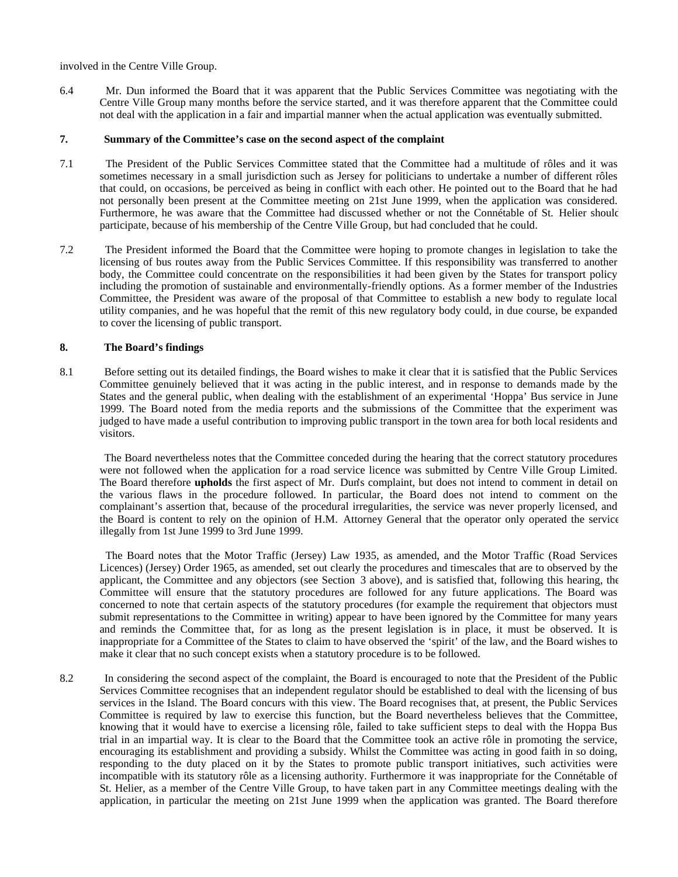involved in the Centre Ville Group.

6.4 Mr. Dun informed the Board that it was apparent that the Public Services Committee was negotiating with the Centre Ville Group many months before the service started, and it was therefore apparent that the Committee could not deal with the application in a fair and impartial manner when the actual application was eventually submitted.

**7. Summary of the Committee's case on the second aspect of the complaint**

7.1 The President of the Public Services Committee stated that the Committee had a multitude of rôles and it was sometimes necessary in a small jurisdiction such as Jersey for politicians to undertake a number of different rôles that could, on occasions, be perceived as being in conflict with each other. He pointed out to the Board that he had not personally been present at the Committee meeting on 21st June 1999, when the application was considered. Furthermore, he was aware that the Committee had discussed whether or not the Connétable of St. Helier should participate, because of his membership of the Centre Ville Group, but had concluded that he could.

7.2 The President informed the Board that the Committee were hoping to promote changes in legislation to take the licensing of bus routes away from the Public Services Committee. If this responsibility was transferred to another body, the Committee could concentrate on the responsibilities it had been given by the States for transport policy including the promotion of sustainable and environmentally-friendly options. As a former member of the Industries Committee, the President was aware of the proposal of that Committee to establish a new body to regulate local utility companies, and he was hopeful that the remit of this new regulatory body could, in due course, be expanded to cover the licensing of public transport.

**8. The Board's findings**

8.1 Before setting out its detailed findings, the Board wishes to make it clear that it is satisfied that the Public Services Committee genuinely believed that it was acting in the public interest, and in response to demands made by the States and the general public, when dealing with the establishment of an experimental 'Hoppa' Bus service in June 1999. The Board noted from the media reports and the submissions of the Committee that the experiment was judged to have made a useful contribution to improving public transport in the town area for both local residents and visitors.

The Board nevertheless notes that the Committee conceded during the hearing that the correct statutory procedures were not followed when the application for a road service licence was submitted by Centre Ville Group Limited. The Board therefore **upholds** the first aspect of Mr. Dun's complaint, but does not intend to comment in detail on the various flaws in the procedure followed. In particular, the Board does not intend to comment on the complainant's assertion that, because of the procedural irregularities, the service was never properly licensed, and the Board is content to rely on the opinion of H.M. Attorney General that the operator only operated the service illegally from 1st June 1999 to 3rd June 1999.

The Board notes that the Motor Traffic (Jersey) Law 1935, as amended, and the Motor Traffic (Road Services Licences) (Jersey) Order 1965, as amended, set out clearly the procedures and timescales that are to observed by the applicant, the Committee and any objectors (see Section 3 above), and is satisfied that, following this hearing, the Committee will ensure that the statutory procedures are followed for any future applications. The Board was concerned to note that certain aspects of the statutory procedures (for example the requirement that objectors must submit representations to the Committee in writing) appear to have been ignored by the Committee for many years and reminds the Committee that, for as long as the present legislation is in place, it must be observed. It is inappropriate for a Committee of the States to claim to have observed the 'spirit' of the law, and the Board wishes to make it clear that no such concept exists when a statutory procedure is to be followed.

8.2 In considering the second aspect of the complaint, the Board is encouraged to note that the President of the Public Services Committee recognises that an independent regulator should be established to deal with the licensing of bus services in the Island. The Board concurs with this view. The Board recognises that, at present, the Public Services Committee is required by law to exercise this function, but the Board nevertheless believes that the Committee, knowing that it would have to exercise a licensing rôle, failed to take sufficient steps to deal with the Hoppa Bus trial in an impartial way. It is clear to the Board that the Committee took an active rôle in promoting the service, encouraging its establishment and providing a subsidy. Whilst the Committee was acting in good faith in so doing, responding to the duty placed on it by the States to promote public transport initiatives, such activities were incompatible with its statutory rôle as a licensing authority. Furthermore it was inappropriate for the Connétable of St. Helier, as a member of the Centre Ville Group, to have taken part in any Committee meetings dealing with the application, in particular the meeting on 21st June 1999 when the application was granted. The Board therefore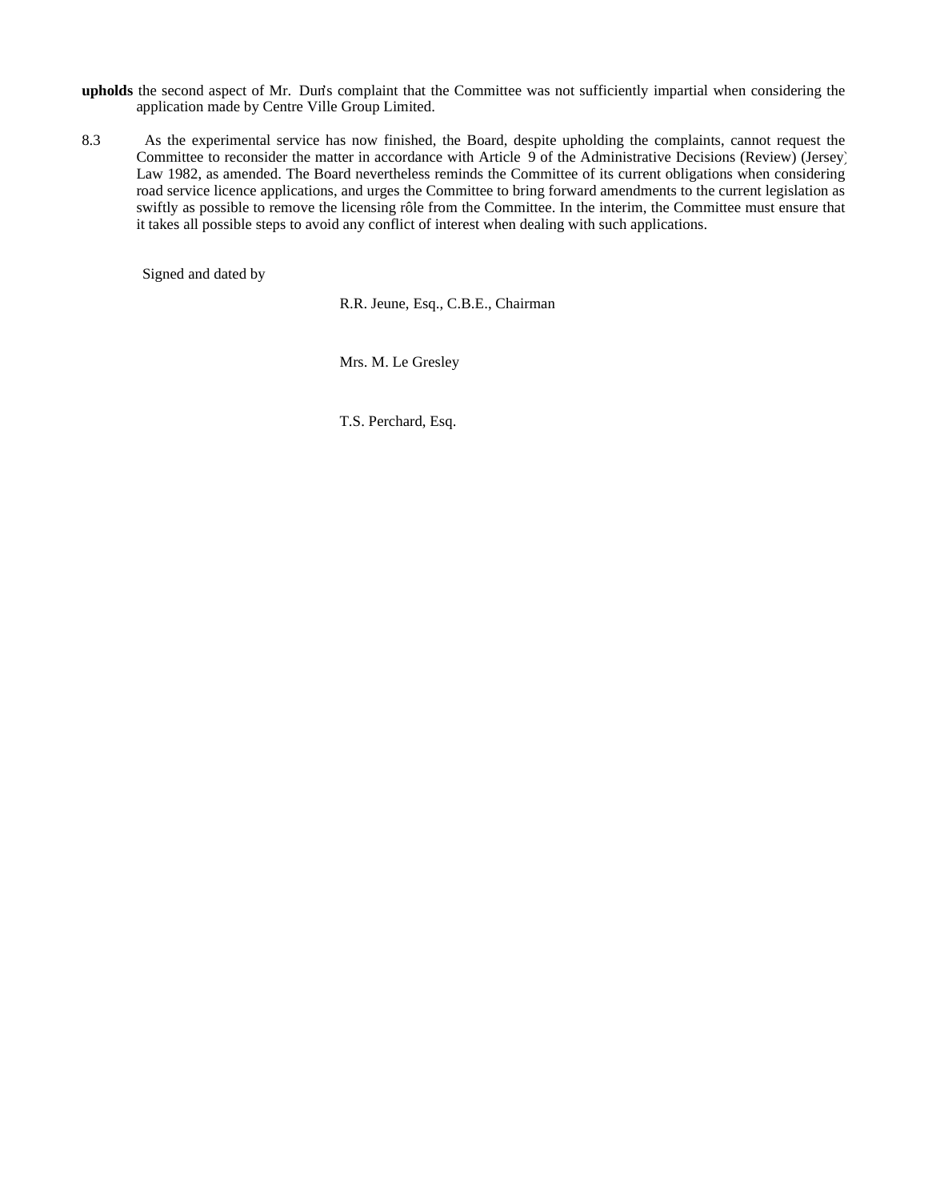**upholds** the second aspect of Mr. Dun's complaint that the Committee was not sufficiently impartial when considering the application made by Centre Ville Group Limited.

8.3 As the experimental service has now finished, the Board, despite upholding the complaints, cannot request the Committee to reconsider the matter in accordance with Article 9 of the Administrative Decisions (Review) (Jersey) Law 1982, as amended. The Board nevertheless reminds the Committee of its current obligations when considering road service licence applications, and urges the Committee to bring forward amendments to the current legislation as swiftly as possible to remove the licensing rôle from the Committee. In the interim, the Committee must ensure that it takes all possible steps to avoid any conflict of interest when dealing with such applications.

Signed and dated by

R.R. Jeune, Esq., C.B.E., Chairman

Mrs. M. Le Gresley

T.S. Perchard, Esq.